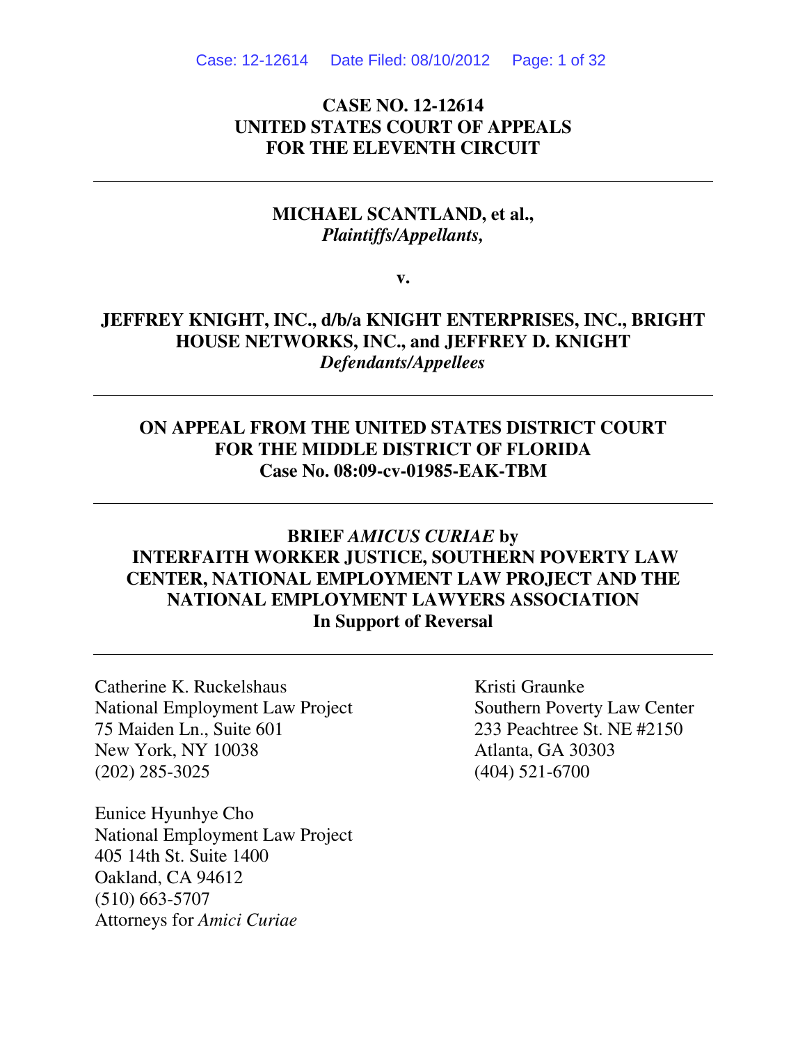**CASE NO. 12-12614**
**UNITED STATES COURT OF APPEALS**
**FOR THE ELEVENTH CIRCUIT**

---

**MICHAEL SCANTLAND, et al.,**
***Plaintiffs/Appellants,***

**v.**

**JEFFREY KNIGHT, INC., d/b/a KNIGHT ENTERPRISES, INC., BRIGHT HOUSE NETWORKS, INC., and JEFFREY D. KNIGHT**
***Defendants/Appellees***

---

**ON APPEAL FROM THE UNITED STATES DISTRICT COURT FOR THE MIDDLE DISTRICT OF FLORIDA**
**Case No. 08:09-cv-01985-EAK-TBM**

---

**BRIEF *AMICUS CURIAE* by**
**INTERFAITH WORKER JUSTICE, SOUTHERN POVERTY LAW CENTER, NATIONAL EMPLOYMENT LAW PROJECT AND THE NATIONAL EMPLOYMENT LAWYERS ASSOCIATION**
**In Support of Reversal**

---

Catherine K. Ruckelshaus
National Employment Law Project
75 Maiden Ln., Suite 601
New York, NY 10038
(202) 285-3025

Kristi Graunke
Southern Poverty Law Center
233 Peachtree St. NE #2150
Atlanta, GA 30303
(404) 521-6700

Eunice Hyunhye Cho
National Employment Law Project
405 14th St. Suite 1400
Oakland, CA 94612
(510) 663-5707
Attorneys for *Amici Curiae*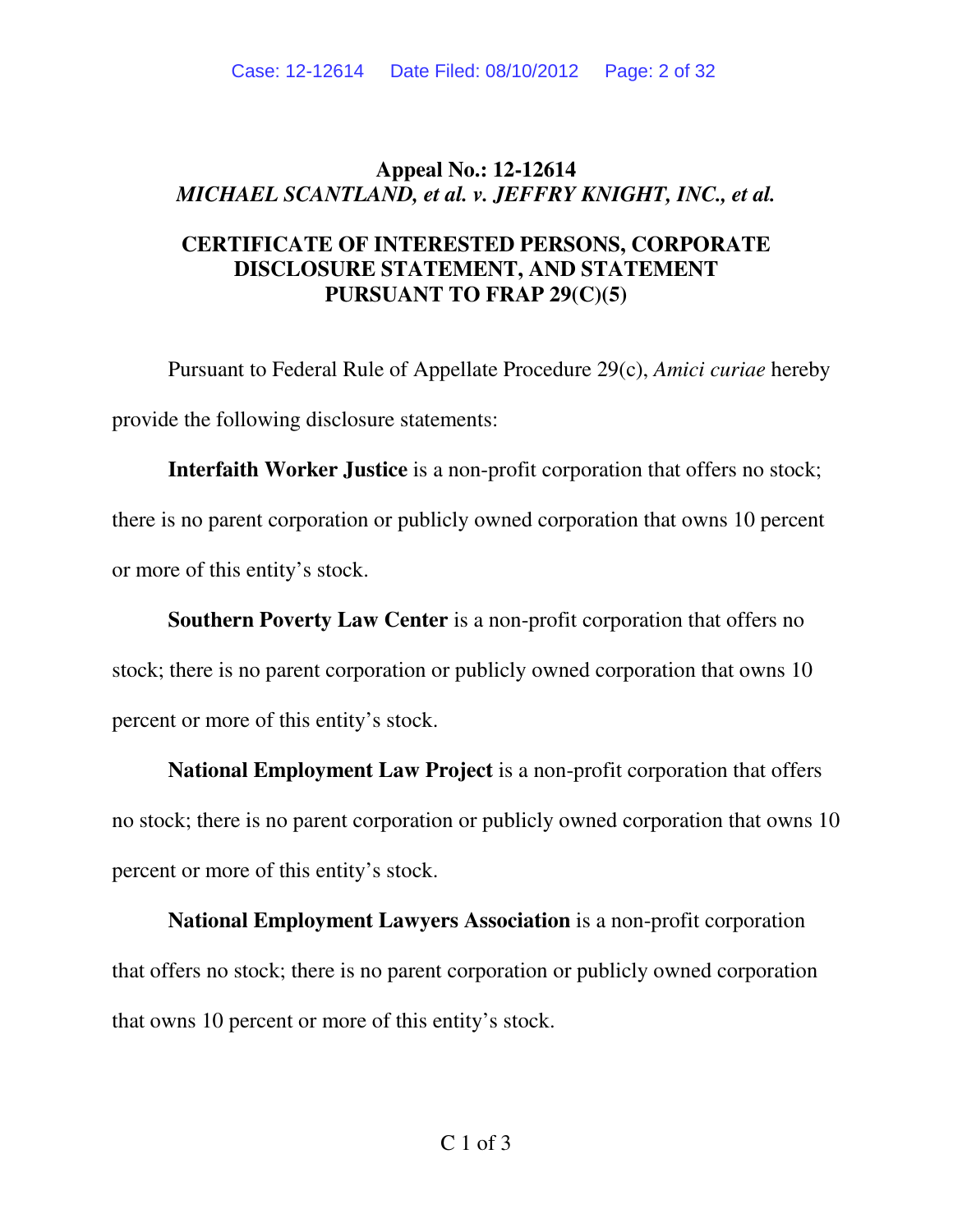**Appeal No.: 12-12614**
***MICHAEL SCANTLAND, et al. v. JEFFRY KNIGHT, INC., et al.***

**CERTIFICATE OF INTERESTED PERSONS, CORPORATE DISCLOSURE STATEMENT, AND STATEMENT PURSUANT TO FRAP 29(C)(5)**

Pursuant to Federal Rule of Appellate Procedure 29(c), *Amici curiae* hereby provide the following disclosure statements:

**Interfaith Worker Justice** is a non-profit corporation that offers no stock; there is no parent corporation or publicly owned corporation that owns 10 percent or more of this entity's stock.

**Southern Poverty Law Center** is a non-profit corporation that offers no stock; there is no parent corporation or publicly owned corporation that owns 10 percent or more of this entity's stock.

**National Employment Law Project** is a non-profit corporation that offers no stock; there is no parent corporation or publicly owned corporation that owns 10 percent or more of this entity's stock.

**National Employment Lawyers Association** is a non-profit corporation that offers no stock; there is no parent corporation or publicly owned corporation that owns 10 percent or more of this entity's stock.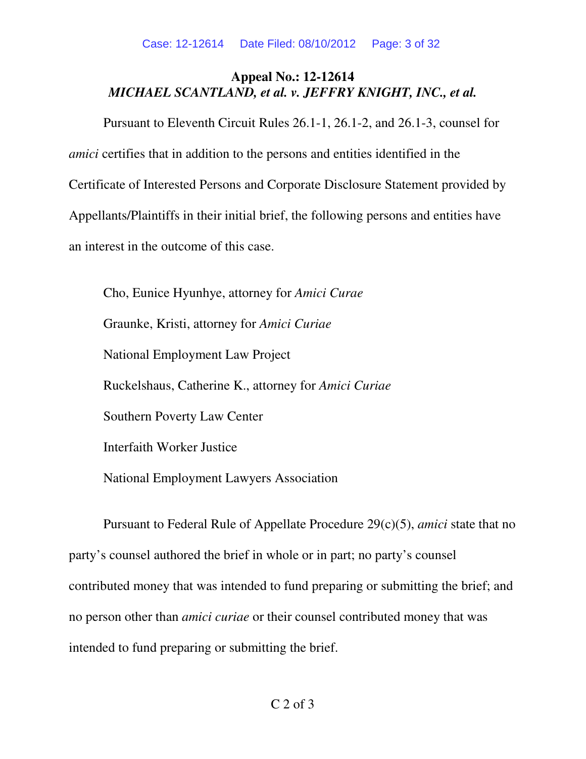**Appeal No.: 12-12614**
***MICHAEL SCANTLAND, et al. v. JEFFRY KNIGHT, INC., et al.***

Pursuant to Eleventh Circuit Rules 26.1-1, 26.1-2, and 26.1-3, counsel for *amici* certifies that in addition to the persons and entities identified in the Certificate of Interested Persons and Corporate Disclosure Statement provided by Appellants/Plaintiffs in their initial brief, the following persons and entities have an interest in the outcome of this case.

Cho, Eunice Hyunhye, attorney for *Amici Curae*

Graunke, Kristi, attorney for *Amici Curiae*

National Employment Law Project

Ruckelshaus, Catherine K., attorney for *Amici Curiae*

Southern Poverty Law Center

Interfaith Worker Justice

National Employment Lawyers Association

Pursuant to Federal Rule of Appellate Procedure 29(c)(5), *amici* state that no party's counsel authored the brief in whole or in part; no party's counsel contributed money that was intended to fund preparing or submitting the brief; and no person other than *amici curiae* or their counsel contributed money that was intended to fund preparing or submitting the brief.

C 2 of 3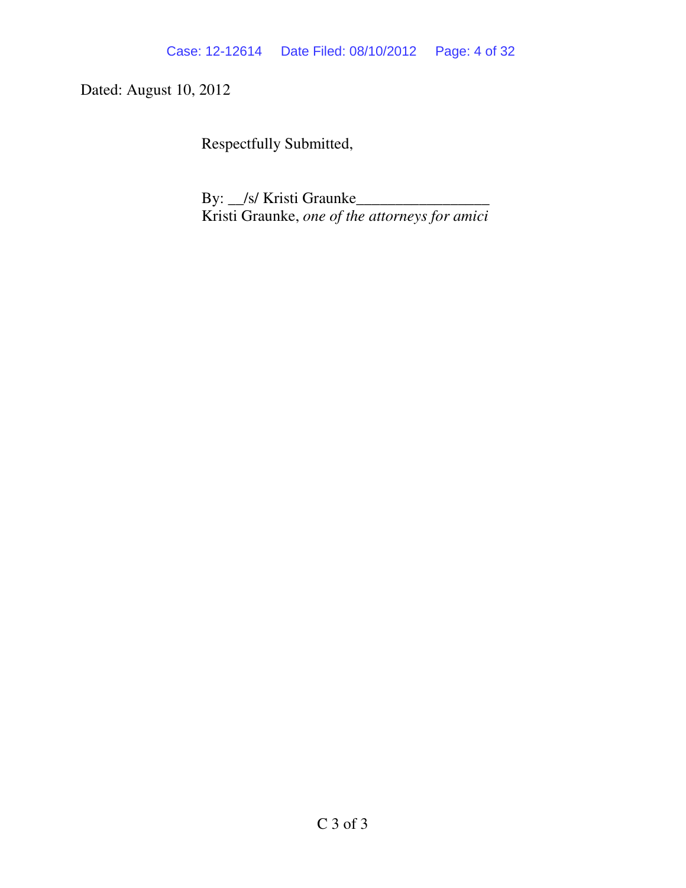Dated: August 10, 2012

Respectfully Submitted,

By: __/s/ Kristi Graunke________________
Kristi Graunke, *one of the attorneys for amici*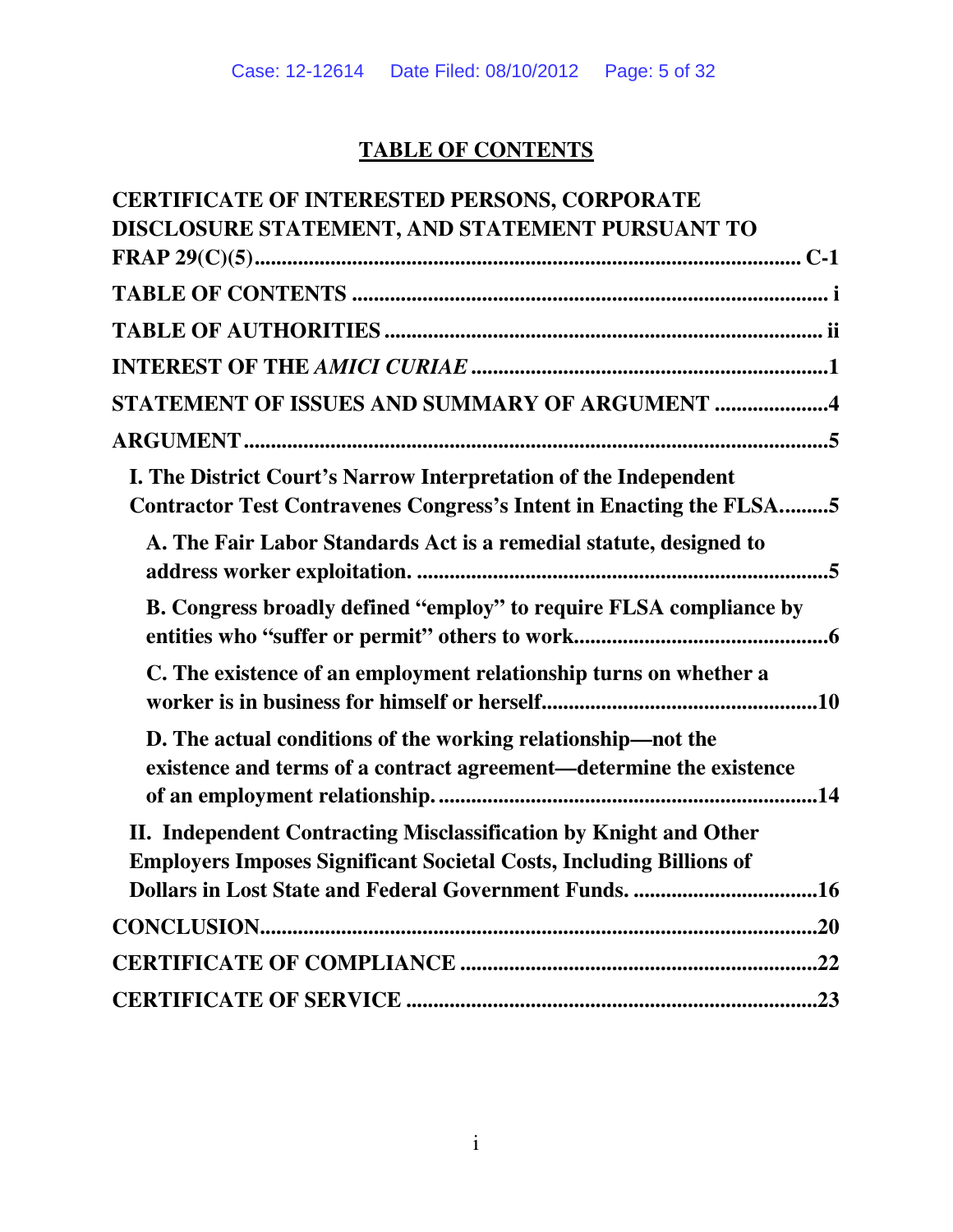# TABLE OF CONTENTS

**CERTIFICATE OF INTERESTED PERSONS, CORPORATE DISCLOSURE STATEMENT, AND STATEMENT PURSUANT TO FRAP 29(C)(5)** .................... C-1

**TABLE OF CONTENTS** .................... i

**TABLE OF AUTHORITIES** .................... ii

**INTEREST OF THE *AMICI CURIAE*** .................... 1

**STATEMENT OF ISSUES AND SUMMARY OF ARGUMENT** .................... 4

**ARGUMENT** .................... 5

- **I. The District Court's Narrow Interpretation of the Independent Contractor Test Contravenes Congress's Intent in Enacting the FLSA** .................... 5
  - **A. The Fair Labor Standards Act is a remedial statute, designed to address worker exploitation.** .................... 5
  - **B. Congress broadly defined "employ" to require FLSA compliance by entities who "suffer or permit" others to work** .................... 6
  - **C. The existence of an employment relationship turns on whether a worker is in business for himself or herself** .................... 10
  - **D. The actual conditions of the working relationship—not the existence and terms of a contract agreement—determine the existence of an employment relationship.** .................... 14
- **II. Independent Contracting Misclassification by Knight and Other Employers Imposes Significant Societal Costs, Including Billions of Dollars in Lost State and Federal Government Funds.** .................... 16

**CONCLUSION** .................... 20

**CERTIFICATE OF COMPLIANCE** .................... 22

**CERTIFICATE OF SERVICE** .................... 23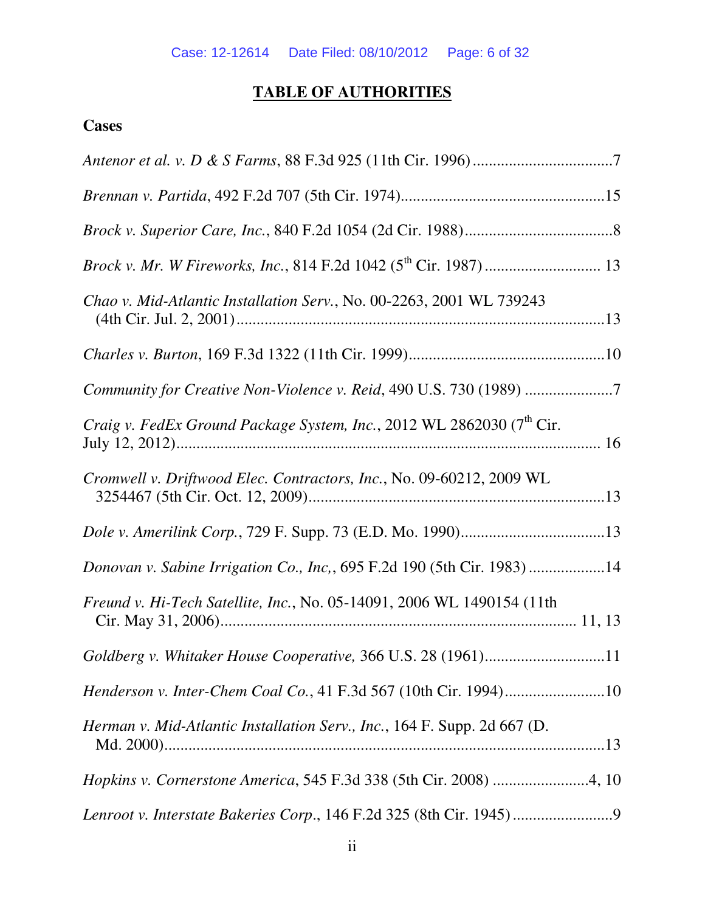## TABLE OF AUTHORITIES

**Cases**

*Antenor et al. v. D & S Farms*, 88 F.3d 925 (11th Cir. 1996) .................................7

*Brennan v. Partida*, 492 F.2d 707 (5th Cir. 1974).................................................15

*Brock v. Superior Care, Inc.*, 840 F.2d 1054 (2d Cir. 1988)....................................8

*Brock v. Mr. W Fireworks, Inc.*, 814 F.2d 1042 (5th Cir. 1987) ............................ 13

*Chao v. Mid-Atlantic Installation Serv.*, No. 00-2263, 2001 WL 739243 (4th Cir. Jul. 2, 2001) ...........................................................................................13

*Charles v. Burton*, 169 F.3d 1322 (11th Cir. 1999)................................................10

*Community for Creative Non-Violence v. Reid*, 490 U.S. 730 (1989) .....................7

*Craig v. FedEx Ground Package System, Inc.*, 2012 WL 2862030 (7th Cir. July 12, 2012)......................................................................................... 16

*Cromwell v. Driftwood Elec. Contractors, Inc.*, No. 09-60212, 2009 WL 3254467 (5th Cir. Oct. 12, 2009).........................................................................13

*Dole v. Amerilink Corp.*, 729 F. Supp. 73 (E.D. Mo. 1990)...................................13

*Donovan v. Sabine Irrigation Co., Inc*, 695 F.2d 190 (5th Cir. 1983) ..................14

*Freund v. Hi-Tech Satellite, Inc.*, No. 05-14091, 2006 WL 1490154 (11th Cir. May 31, 2006)....................................................................................... 11, 13

*Goldberg v. Whitaker House Cooperative,* 366 U.S. 28 (1961).............................11

*Henderson v. Inter-Chem Coal Co.*, 41 F.3d 567 (10th Cir. 1994).........................10

*Herman v. Mid-Atlantic Installation Serv., Inc.*, 164 F. Supp. 2d 667 (D. Md. 2000)...............................................................................................13

*Hopkins v. Cornerstone America*, 545 F.3d 338 (5th Cir. 2008) ........................4, 10

*Lenroot v. Interstate Bakeries Corp*., 146 F.2d 325 (8th Cir. 1945).........................9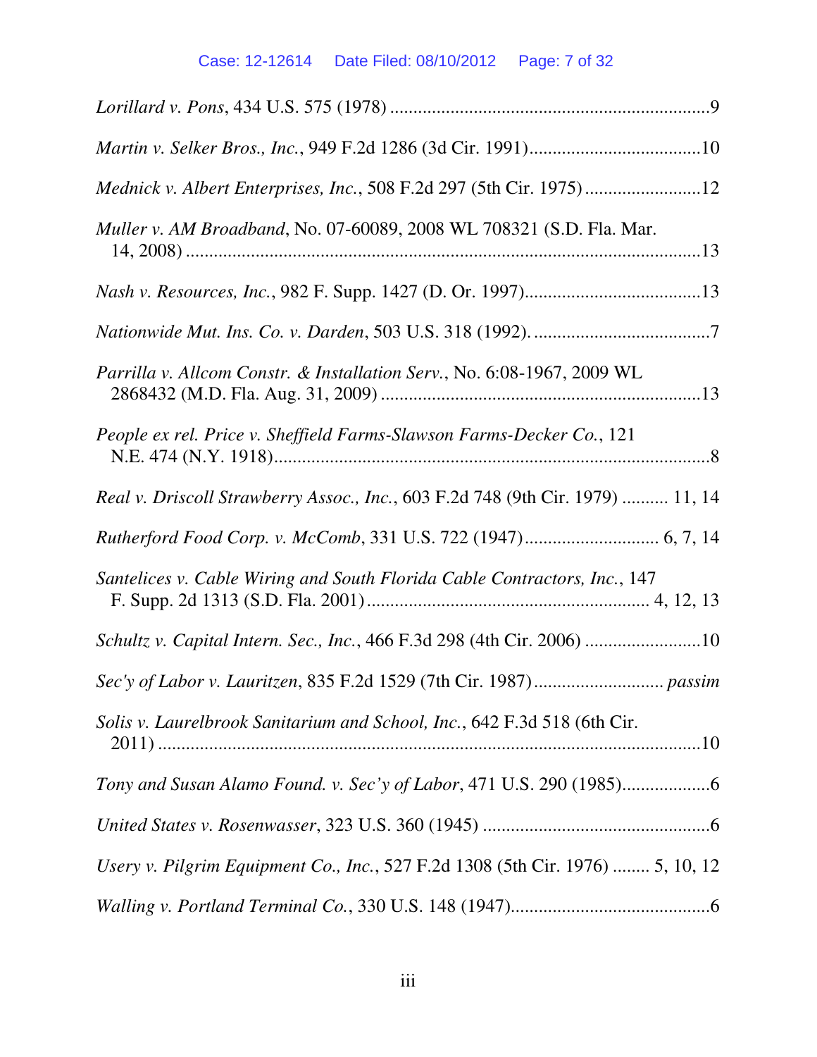*Lorillard v. Pons*, 434 U.S. 575 (1978) ....................................................................9

*Martin v. Selker Bros., Inc.*, 949 F.2d 1286 (3d Cir. 1991).....................................10

*Mednick v. Albert Enterprises, Inc.*, 508 F.2d 297 (5th Cir. 1975) .........................12

*Muller v. AM Broadband*, No. 07-60089, 2008 WL 708321 (S.D. Fla. Mar. 14, 2008) ...............................................................................................................13

*Nash v. Resources, Inc.*, 982 F. Supp. 1427 (D. Or. 1997)......................................13

*Nationwide Mut. Ins. Co. v. Darden*, 503 U.S. 318 (1992). ......................................7

*Parrilla v. Allcom Constr. & Installation Serv.*, No. 6:08-1967, 2009 WL 2868432 (M.D. Fla. Aug. 31, 2009) .....................................................................13

*People ex rel. Price v. Sheffield Farms-Slawson Farms-Decker Co.*, 121 N.E. 474 (N.Y. 1918).............................................................................................8

*Real v. Driscoll Strawberry Assoc., Inc.*, 603 F.2d 748 (9th Cir. 1979) .......... 11, 14

*Rutherford Food Corp. v. McComb*, 331 U.S. 722 (1947)............................. 6, 7, 14

*Santelices v. Cable Wiring and South Florida Cable Contractors, Inc.*, 147 F. Supp. 2d 1313 (S.D. Fla. 2001) .......................................................... 4, 12, 13

*Schultz v. Capital Intern. Sec., Inc.*, 466 F.3d 298 (4th Cir. 2006) .........................10

*Sec'y of Labor v. Lauritzen*, 835 F.2d 1529 (7th Cir. 1987) ........................... *passim*

*Solis v. Laurelbrook Sanitarium and School, Inc.*, 642 F.3d 518 (6th Cir. 2011) .....................................................................................................................10

*Tony and Susan Alamo Found. v. Sec'y of Labor*, 471 U.S. 290 (1985)...................6

*United States v. Rosenwasser*, 323 U.S. 360 (1945) .................................................6

*Usery v. Pilgrim Equipment Co., Inc.*, 527 F.2d 1308 (5th Cir. 1976) ........ 5, 10, 12

*Walling v. Portland Terminal Co.*, 330 U.S. 148 (1947)...........................................6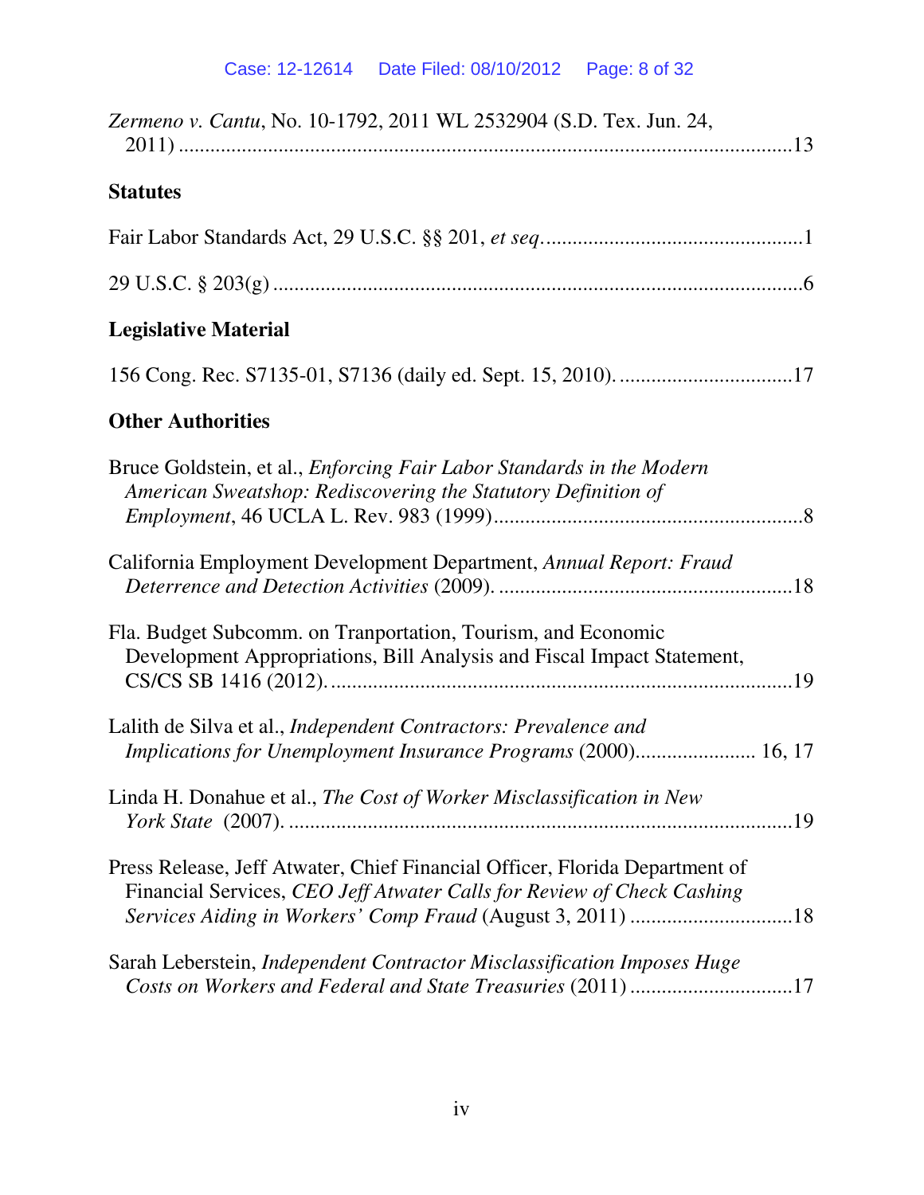*Zermeno v. Cantu*, No. 10-1792, 2011 WL 2532904 (S.D. Tex. Jun. 24, 2011) ....................................................................................................13

**Statutes**

Fair Labor Standards Act, 29 U.S.C. §§ 201, *et seq*. ................................................1

29 U.S.C. § 203(g) ....................................................................................................6

**Legislative Material**

156 Cong. Rec. S7135-01, S7136 (daily ed. Sept. 15, 2010). ................................17

**Other Authorities**

Bruce Goldstein, et al., *Enforcing Fair Labor Standards in the Modern American Sweatshop: Rediscovering the Statutory Definition of Employment*, 46 UCLA L. Rev. 983 (1999)..........................................................8

California Employment Development Department, *Annual Report: Fraud Deterrence and Detection Activities* (2009). .......................................................18

Fla. Budget Subcomm. on Tranportation, Tourism, and Economic Development Appropriations, Bill Analysis and Fiscal Impact Statement, CS/CS SB 1416 (2012). ......................................................................................19

Lalith de Silva et al., *Independent Contractors: Prevalence and Implications for Unemployment Insurance Programs* (2000)...................... 16, 17

Linda H. Donahue et al., *The Cost of Worker Misclassification in New York State* (2007). ..............................................................................................19

Press Release, Jeff Atwater, Chief Financial Officer, Florida Department of Financial Services, *CEO Jeff Atwater Calls for Review of Check Cashing Services Aiding in Workers' Comp Fraud* (August 3, 2011) ..............................18

Sarah Leberstein, *Independent Contractor Misclassification Imposes Huge Costs on Workers and Federal and State Treasuries* (2011) ..............................17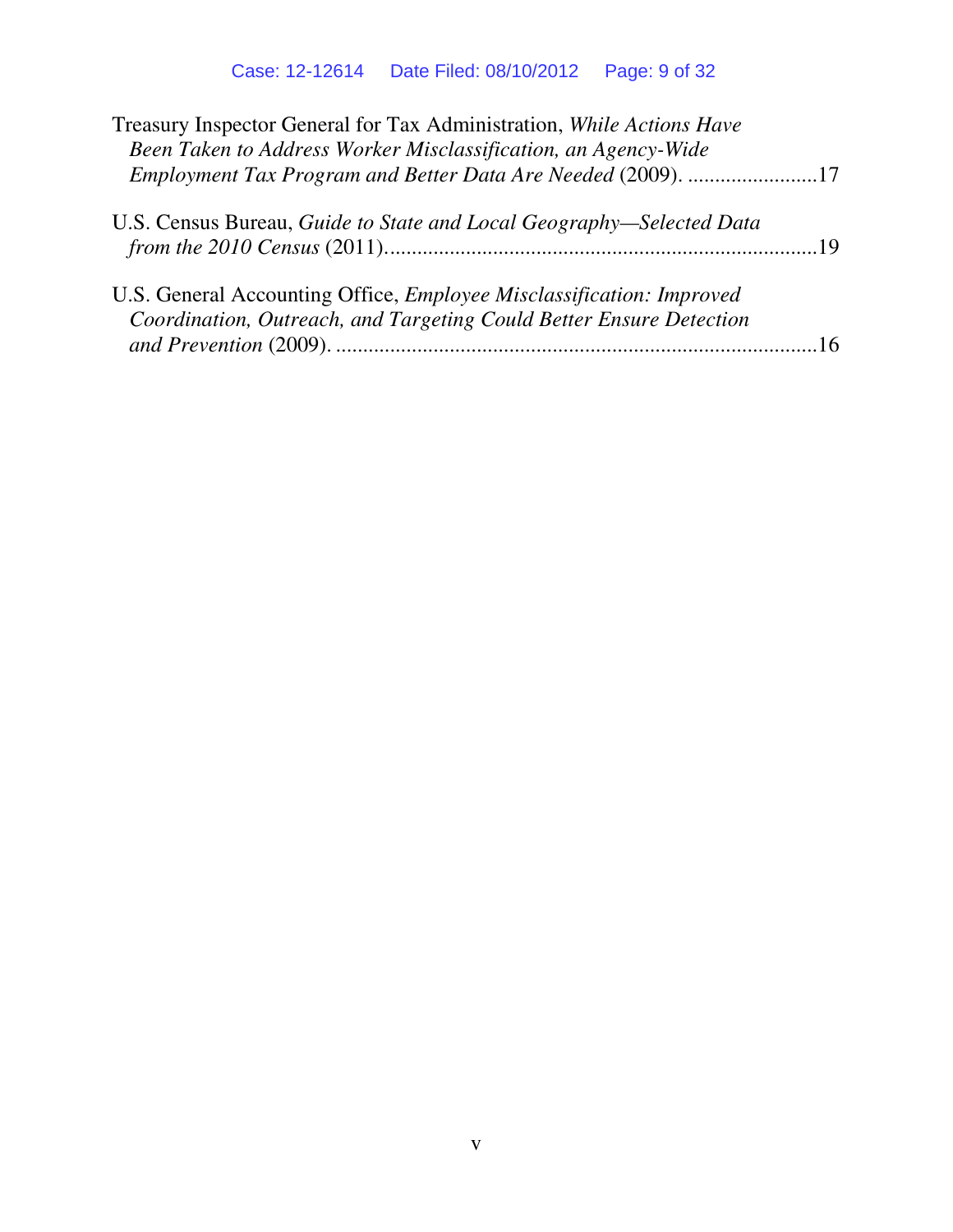Treasury Inspector General for Tax Administration, *While Actions Have Been Taken to Address Worker Misclassification, an Agency-Wide Employment Tax Program and Better Data Are Needed* (2009). ........................17

U.S. Census Bureau, *Guide to State and Local Geography—Selected Data from the 2010 Census* (2011)...............................................................................19

U.S. General Accounting Office, *Employee Misclassification: Improved Coordination, Outreach, and Targeting Could Better Ensure Detection and Prevention* (2009). .........................................................................................16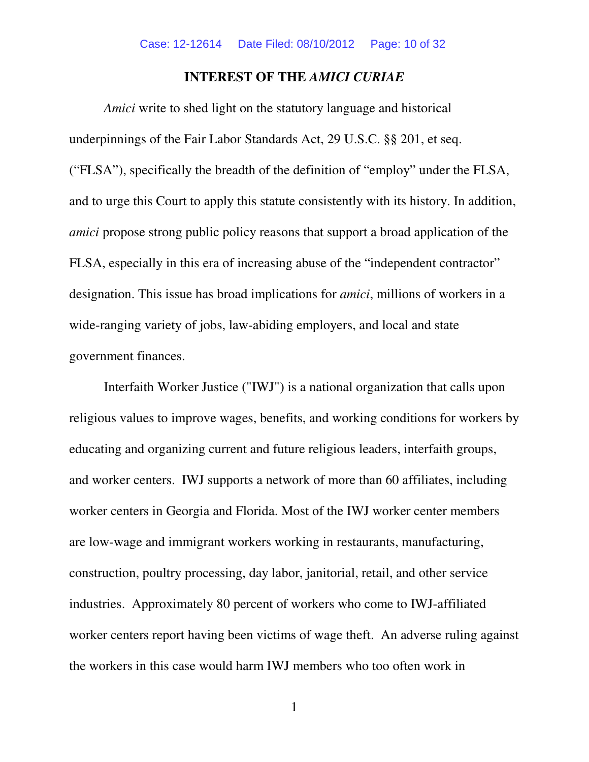## INTEREST OF THE *AMICI CURIAE*

*Amici* write to shed light on the statutory language and historical underpinnings of the Fair Labor Standards Act, 29 U.S.C. §§ 201, et seq. ("FLSA"), specifically the breadth of the definition of "employ" under the FLSA, and to urge this Court to apply this statute consistently with its history. In addition, *amici* propose strong public policy reasons that support a broad application of the FLSA, especially in this era of increasing abuse of the "independent contractor" designation. This issue has broad implications for *amici*, millions of workers in a wide-ranging variety of jobs, law-abiding employers, and local and state government finances.

Interfaith Worker Justice ("IWJ") is a national organization that calls upon religious values to improve wages, benefits, and working conditions for workers by educating and organizing current and future religious leaders, interfaith groups, and worker centers. IWJ supports a network of more than 60 affiliates, including worker centers in Georgia and Florida. Most of the IWJ worker center members are low-wage and immigrant workers working in restaurants, manufacturing, construction, poultry processing, day labor, janitorial, retail, and other service industries. Approximately 80 percent of workers who come to IWJ-affiliated worker centers report having been victims of wage theft. An adverse ruling against the workers in this case would harm IWJ members who too often work in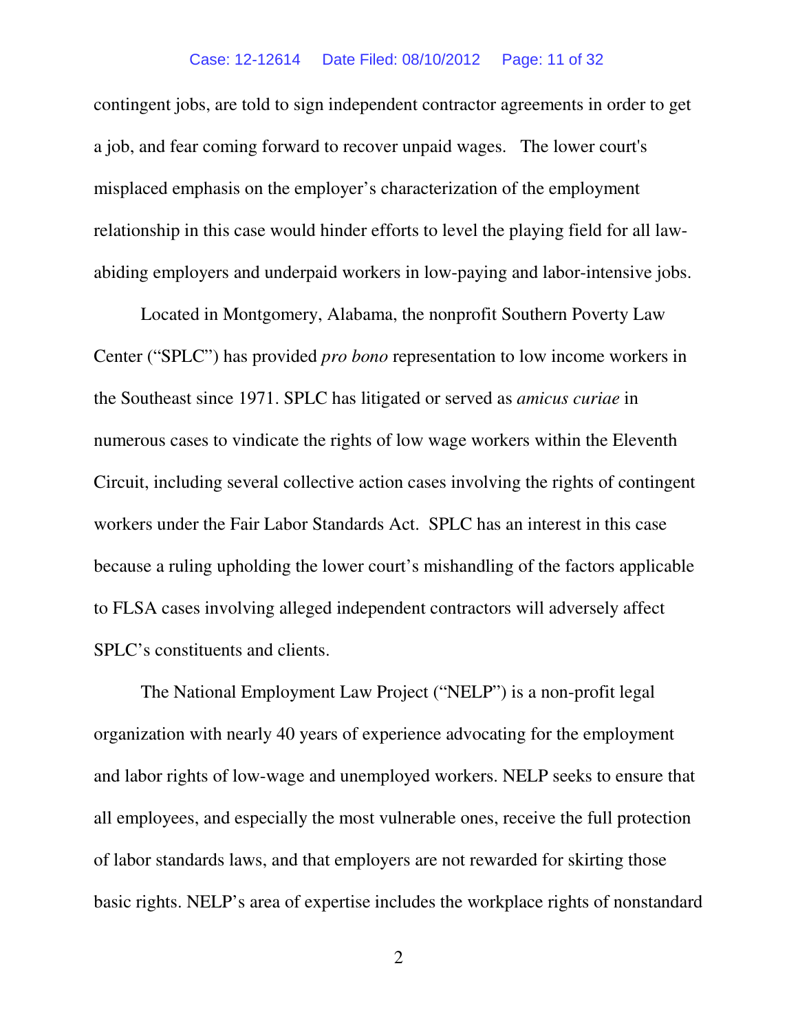contingent jobs, are told to sign independent contractor agreements in order to get a job, and fear coming forward to recover unpaid wages. The lower court's misplaced emphasis on the employer's characterization of the employment relationship in this case would hinder efforts to level the playing field for all law-abiding employers and underpaid workers in low-paying and labor-intensive jobs.

Located in Montgomery, Alabama, the nonprofit Southern Poverty Law Center ("SPLC") has provided *pro bono* representation to low income workers in the Southeast since 1971. SPLC has litigated or served as *amicus curiae* in numerous cases to vindicate the rights of low wage workers within the Eleventh Circuit, including several collective action cases involving the rights of contingent workers under the Fair Labor Standards Act. SPLC has an interest in this case because a ruling upholding the lower court's mishandling of the factors applicable to FLSA cases involving alleged independent contractors will adversely affect SPLC's constituents and clients.

The National Employment Law Project ("NELP") is a non-profit legal organization with nearly 40 years of experience advocating for the employment and labor rights of low-wage and unemployed workers. NELP seeks to ensure that all employees, and especially the most vulnerable ones, receive the full protection of labor standards laws, and that employers are not rewarded for skirting those basic rights. NELP's area of expertise includes the workplace rights of nonstandard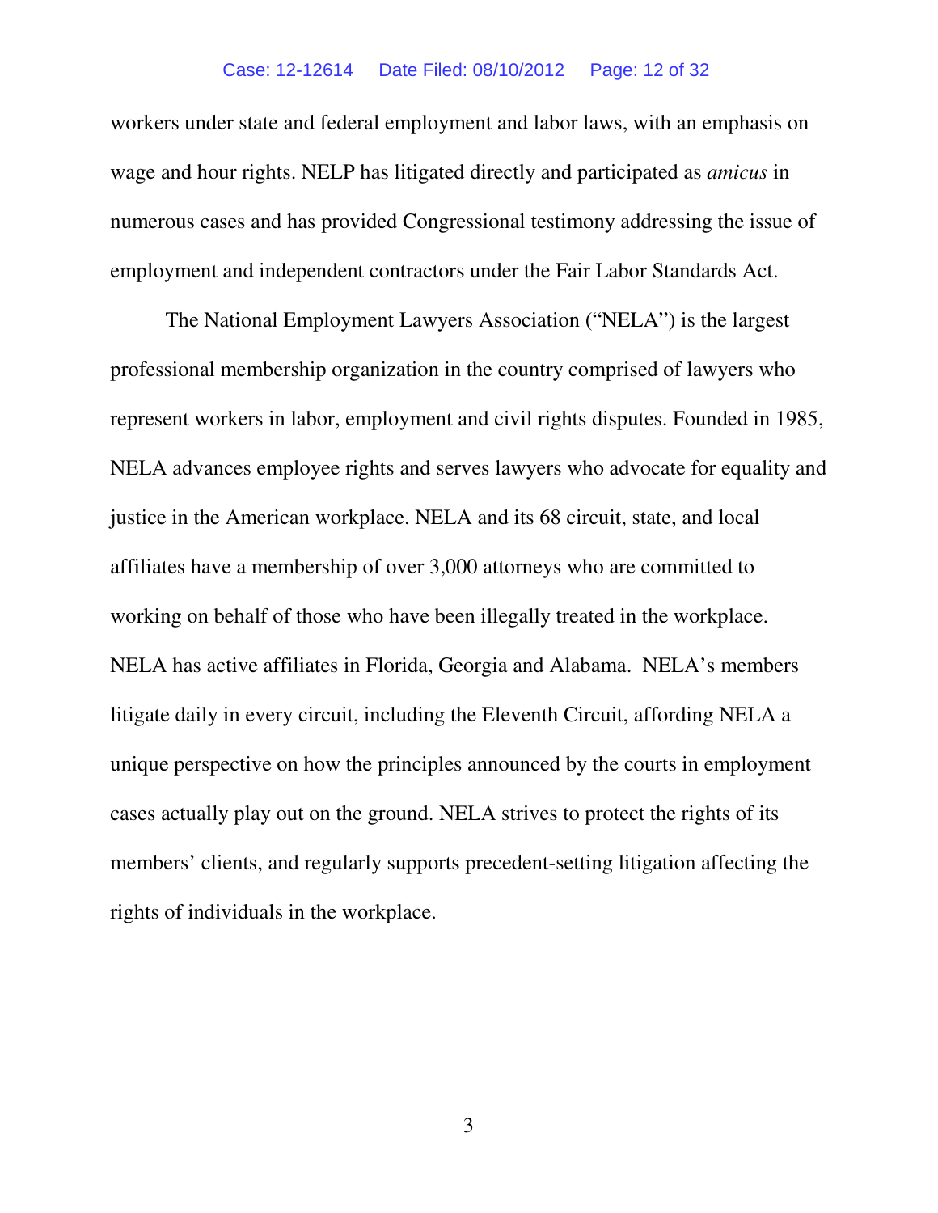workers under state and federal employment and labor laws, with an emphasis on wage and hour rights. NELP has litigated directly and participated as *amicus* in numerous cases and has provided Congressional testimony addressing the issue of employment and independent contractors under the Fair Labor Standards Act.

The National Employment Lawyers Association ("NELA") is the largest professional membership organization in the country comprised of lawyers who represent workers in labor, employment and civil rights disputes. Founded in 1985, NELA advances employee rights and serves lawyers who advocate for equality and justice in the American workplace. NELA and its 68 circuit, state, and local affiliates have a membership of over 3,000 attorneys who are committed to working on behalf of those who have been illegally treated in the workplace. NELA has active affiliates in Florida, Georgia and Alabama. NELA's members litigate daily in every circuit, including the Eleventh Circuit, affording NELA a unique perspective on how the principles announced by the courts in employment cases actually play out on the ground. NELA strives to protect the rights of its members' clients, and regularly supports precedent-setting litigation affecting the rights of individuals in the workplace.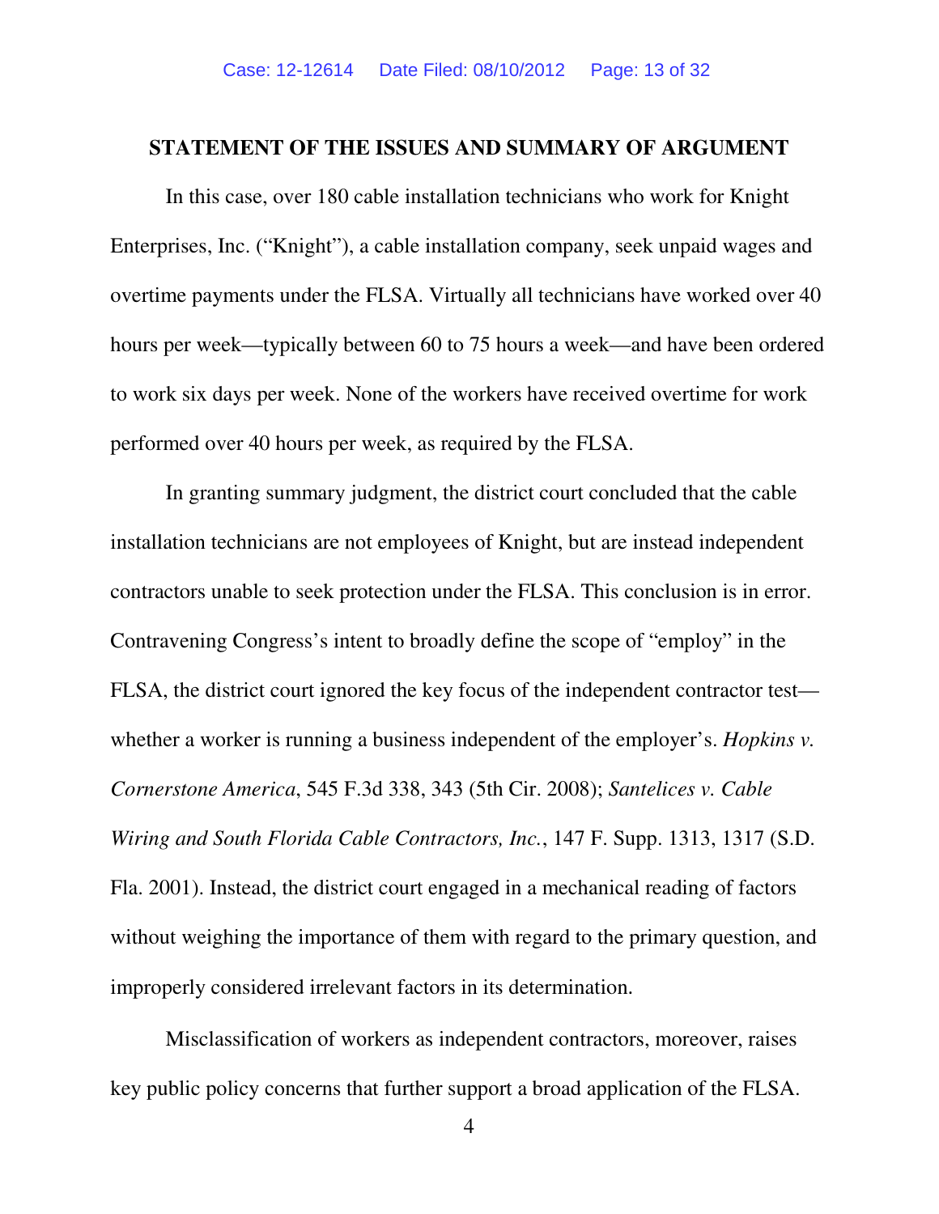## STATEMENT OF THE ISSUES AND SUMMARY OF ARGUMENT

In this case, over 180 cable installation technicians who work for Knight Enterprises, Inc. ("Knight"), a cable installation company, seek unpaid wages and overtime payments under the FLSA. Virtually all technicians have worked over 40 hours per week—typically between 60 to 75 hours a week—and have been ordered to work six days per week. None of the workers have received overtime for work performed over 40 hours per week, as required by the FLSA.

In granting summary judgment, the district court concluded that the cable installation technicians are not employees of Knight, but are instead independent contractors unable to seek protection under the FLSA. This conclusion is in error. Contravening Congress's intent to broadly define the scope of "employ" in the FLSA, the district court ignored the key focus of the independent contractor test—whether a worker is running a business independent of the employer's. *Hopkins v. Cornerstone America*, 545 F.3d 338, 343 (5th Cir. 2008); *Santelices v. Cable Wiring and South Florida Cable Contractors, Inc.*, 147 F. Supp. 1313, 1317 (S.D. Fla. 2001). Instead, the district court engaged in a mechanical reading of factors without weighing the importance of them with regard to the primary question, and improperly considered irrelevant factors in its determination.

Misclassification of workers as independent contractors, moreover, raises key public policy concerns that further support a broad application of the FLSA.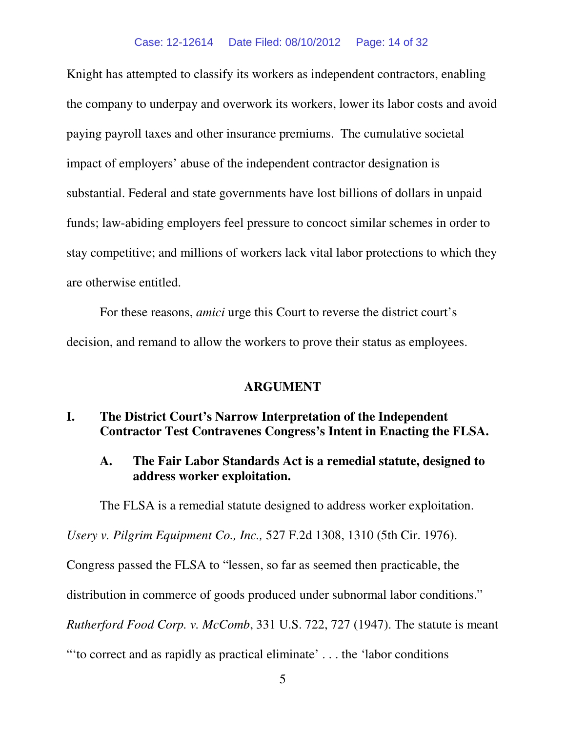Knight has attempted to classify its workers as independent contractors, enabling the company to underpay and overwork its workers, lower its labor costs and avoid paying payroll taxes and other insurance premiums. The cumulative societal impact of employers' abuse of the independent contractor designation is substantial. Federal and state governments have lost billions of dollars in unpaid funds; law-abiding employers feel pressure to concoct similar schemes in order to stay competitive; and millions of workers lack vital labor protections to which they are otherwise entitled.

For these reasons, *amici* urge this Court to reverse the district court's decision, and remand to allow the workers to prove their status as employees.

## ARGUMENT

### I. The District Court's Narrow Interpretation of the Independent Contractor Test Contravenes Congress's Intent in Enacting the FLSA.

#### A. The Fair Labor Standards Act is a remedial statute, designed to address worker exploitation.

The FLSA is a remedial statute designed to address worker exploitation. *Usery v. Pilgrim Equipment Co., Inc.,* 527 F.2d 1308, 1310 (5th Cir. 1976). Congress passed the FLSA to "lessen, so far as seemed then practicable, the distribution in commerce of goods produced under subnormal labor conditions." *Rutherford Food Corp. v. McComb*, 331 U.S. 722, 727 (1947). The statute is meant "'to correct and as rapidly as practical eliminate' . . . the 'labor conditions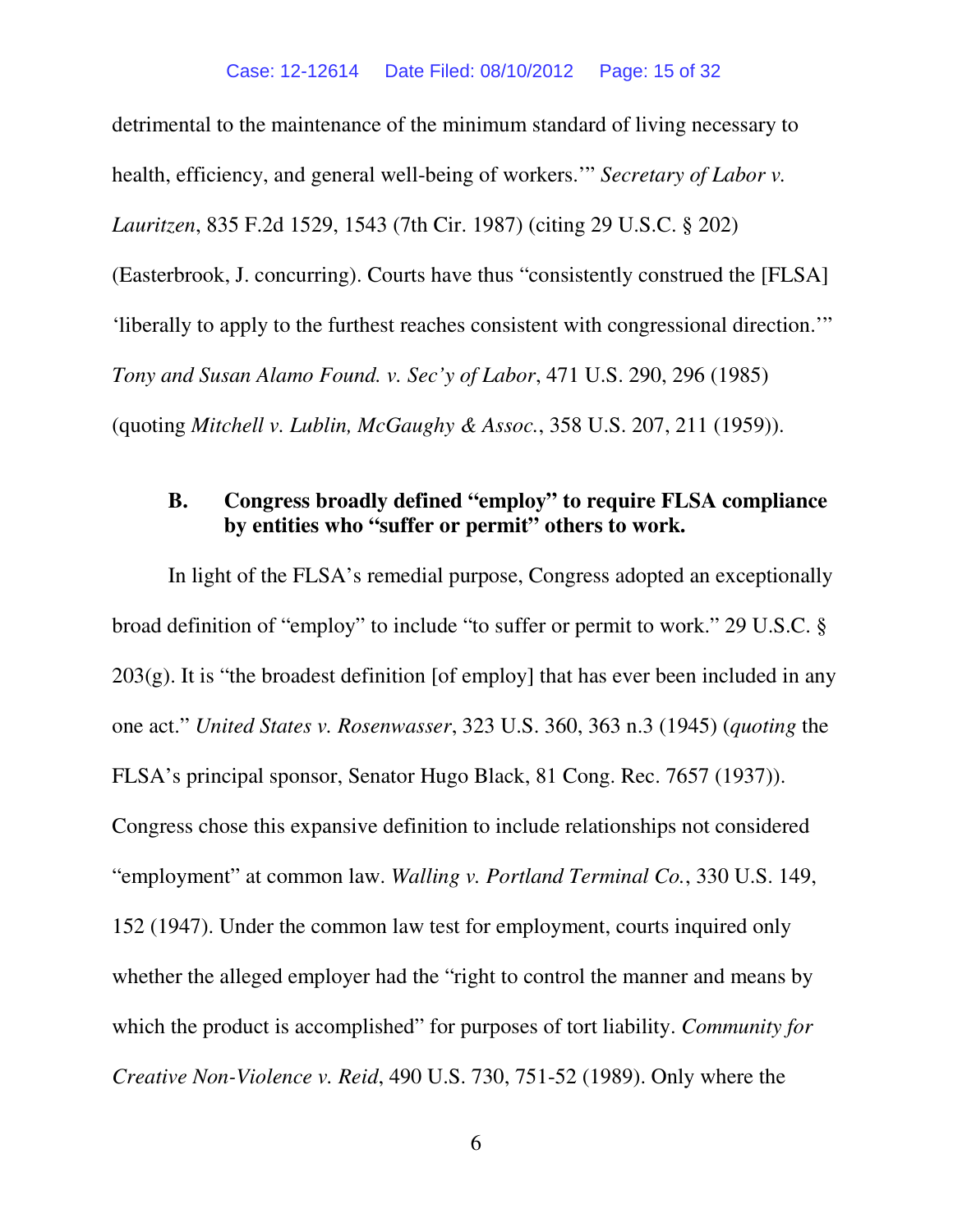detrimental to the maintenance of the minimum standard of living necessary to health, efficiency, and general well-being of workers.'" *Secretary of Labor v. Lauritzen*, 835 F.2d 1529, 1543 (7th Cir. 1987) (citing 29 U.S.C. § 202) (Easterbrook, J. concurring). Courts have thus "consistently construed the [FLSA] 'liberally to apply to the furthest reaches consistent with congressional direction.'" *Tony and Susan Alamo Found. v. Sec'y of Labor*, 471 U.S. 290, 296 (1985) (quoting *Mitchell v. Lublin, McGaughy & Assoc.*, 358 U.S. 207, 211 (1959)).

### B. Congress broadly defined "employ" to require FLSA compliance by entities who "suffer or permit" others to work.

In light of the FLSA's remedial purpose, Congress adopted an exceptionally broad definition of "employ" to include "to suffer or permit to work." 29 U.S.C. § 203(g). It is "the broadest definition [of employ] that has ever been included in any one act." *United States v. Rosenwasser*, 323 U.S. 360, 363 n.3 (1945) (*quoting* the FLSA's principal sponsor, Senator Hugo Black, 81 Cong. Rec. 7657 (1937)). Congress chose this expansive definition to include relationships not considered "employment" at common law. *Walling v. Portland Terminal Co.*, 330 U.S. 149, 152 (1947). Under the common law test for employment, courts inquired only whether the alleged employer had the "right to control the manner and means by which the product is accomplished" for purposes of tort liability. *Community for Creative Non-Violence v. Reid*, 490 U.S. 730, 751-52 (1989). Only where the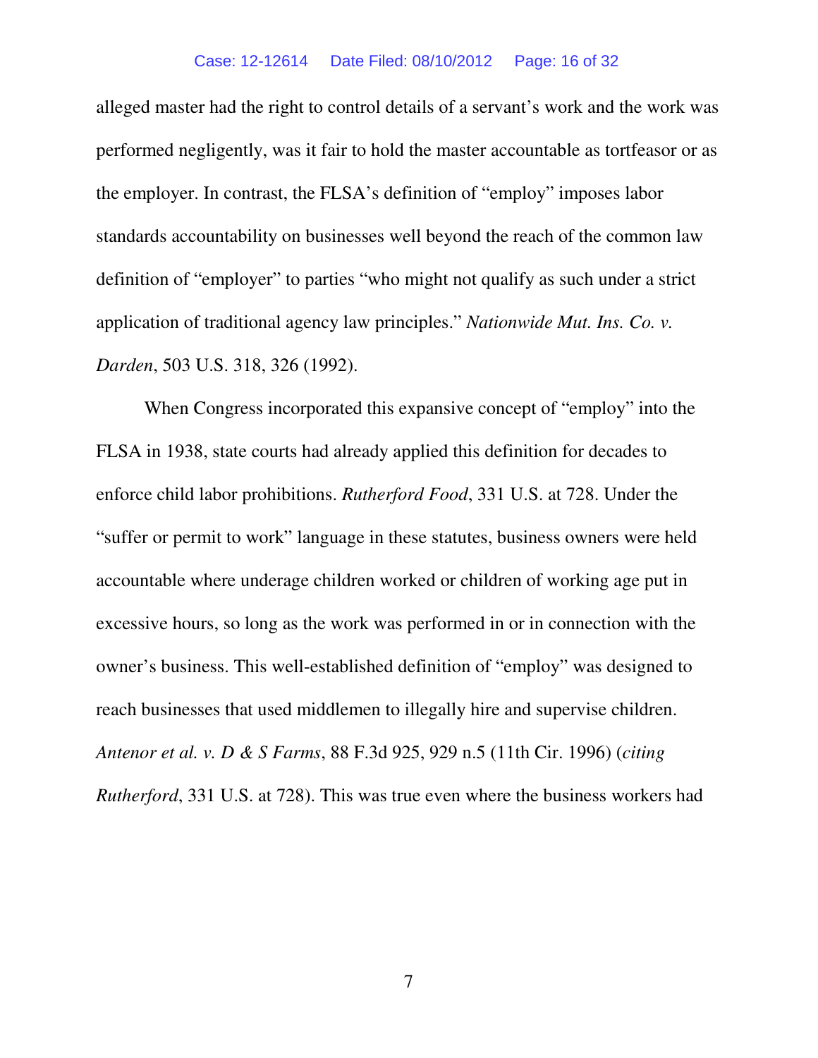alleged master had the right to control details of a servant's work and the work was performed negligently, was it fair to hold the master accountable as tortfeasor or as the employer. In contrast, the FLSA's definition of "employ" imposes labor standards accountability on businesses well beyond the reach of the common law definition of "employer" to parties "who might not qualify as such under a strict application of traditional agency law principles." *Nationwide Mut. Ins. Co. v. Darden*, 503 U.S. 318, 326 (1992).

When Congress incorporated this expansive concept of "employ" into the FLSA in 1938, state courts had already applied this definition for decades to enforce child labor prohibitions. *Rutherford Food*, 331 U.S. at 728. Under the "suffer or permit to work" language in these statutes, business owners were held accountable where underage children worked or children of working age put in excessive hours, so long as the work was performed in or in connection with the owner's business. This well-established definition of "employ" was designed to reach businesses that used middlemen to illegally hire and supervise children. *Antenor et al. v. D & S Farms*, 88 F.3d 925, 929 n.5 (11th Cir. 1996) (*citing Rutherford*, 331 U.S. at 728). This was true even where the business workers had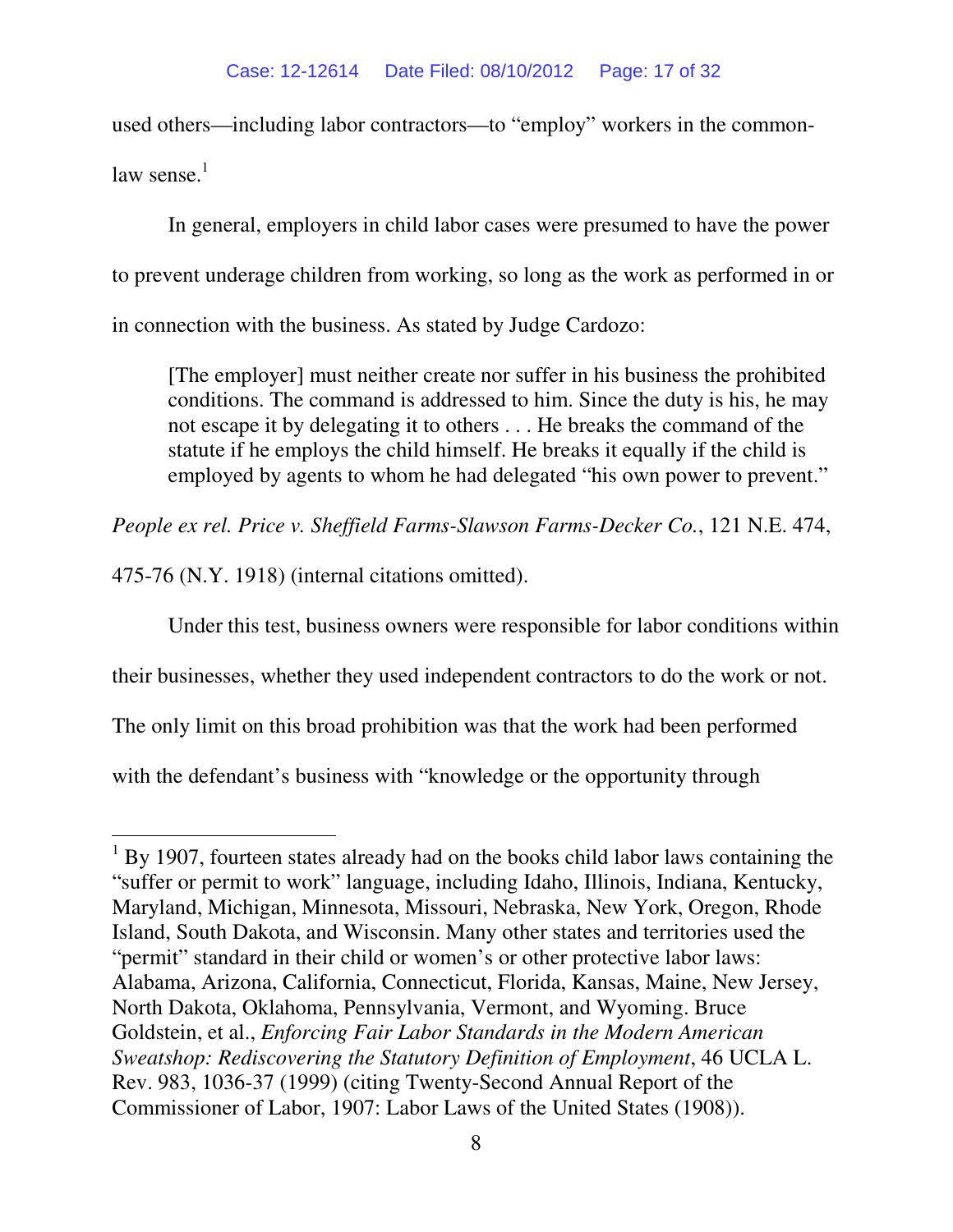used others—including labor contractors—to "employ" workers in the common-law sense.[1]

In general, employers in child labor cases were presumed to have the power to prevent underage children from working, so long as the work as performed in or in connection with the business. As stated by Judge Cardozo:

> [The employer] must neither create nor suffer in his business the prohibited conditions. The command is addressed to him. Since the duty is his, he may not escape it by delegating it to others . . . He breaks the command of the statute if he employs the child himself. He breaks it equally if the child is employed by agents to whom he had delegated "his own power to prevent."

*People ex rel. Price v. Sheffield Farms-Slawson Farms-Decker Co.*, 121 N.E. 474, 475-76 (N.Y. 1918) (internal citations omitted).

Under this test, business owners were responsible for labor conditions within their businesses, whether they used independent contractors to do the work or not. The only limit on this broad prohibition was that the work had been performed with the defendant's business with "knowledge or the opportunity through

---

[1] By 1907, fourteen states already had on the books child labor laws containing the "suffer or permit to work" language, including Idaho, Illinois, Indiana, Kentucky, Maryland, Michigan, Minnesota, Missouri, Nebraska, New York, Oregon, Rhode Island, South Dakota, and Wisconsin. Many other states and territories used the "permit" standard in their child or women's or other protective labor laws: Alabama, Arizona, California, Connecticut, Florida, Kansas, Maine, New Jersey, North Dakota, Oklahoma, Pennsylvania, Vermont, and Wyoming. Bruce Goldstein, et al., *Enforcing Fair Labor Standards in the Modern American Sweatshop: Rediscovering the Statutory Definition of Employment*, 46 UCLA L. Rev. 983, 1036-37 (1999) (citing Twenty-Second Annual Report of the Commissioner of Labor, 1907: Labor Laws of the United States (1908)).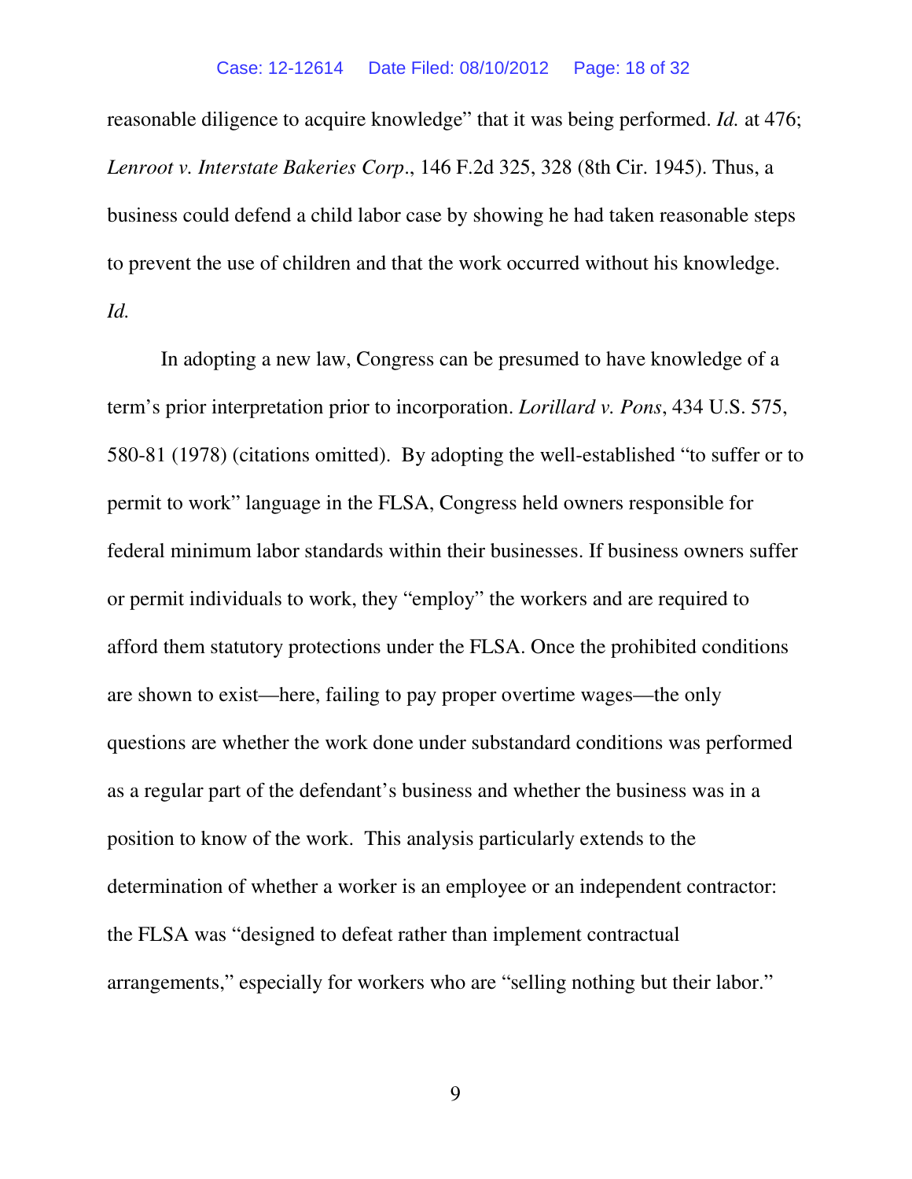reasonable diligence to acquire knowledge" that it was being performed. *Id.* at 476; *Lenroot v. Interstate Bakeries Corp*., 146 F.2d 325, 328 (8th Cir. 1945). Thus, a business could defend a child labor case by showing he had taken reasonable steps to prevent the use of children and that the work occurred without his knowledge. *Id.*

In adopting a new law, Congress can be presumed to have knowledge of a term's prior interpretation prior to incorporation. *Lorillard v. Pons*, 434 U.S. 575, 580-81 (1978) (citations omitted). By adopting the well-established "to suffer or to permit to work" language in the FLSA, Congress held owners responsible for federal minimum labor standards within their businesses. If business owners suffer or permit individuals to work, they "employ" the workers and are required to afford them statutory protections under the FLSA. Once the prohibited conditions are shown to exist—here, failing to pay proper overtime wages—the only questions are whether the work done under substandard conditions was performed as a regular part of the defendant's business and whether the business was in a position to know of the work. This analysis particularly extends to the determination of whether a worker is an employee or an independent contractor: the FLSA was "designed to defeat rather than implement contractual arrangements," especially for workers who are "selling nothing but their labor."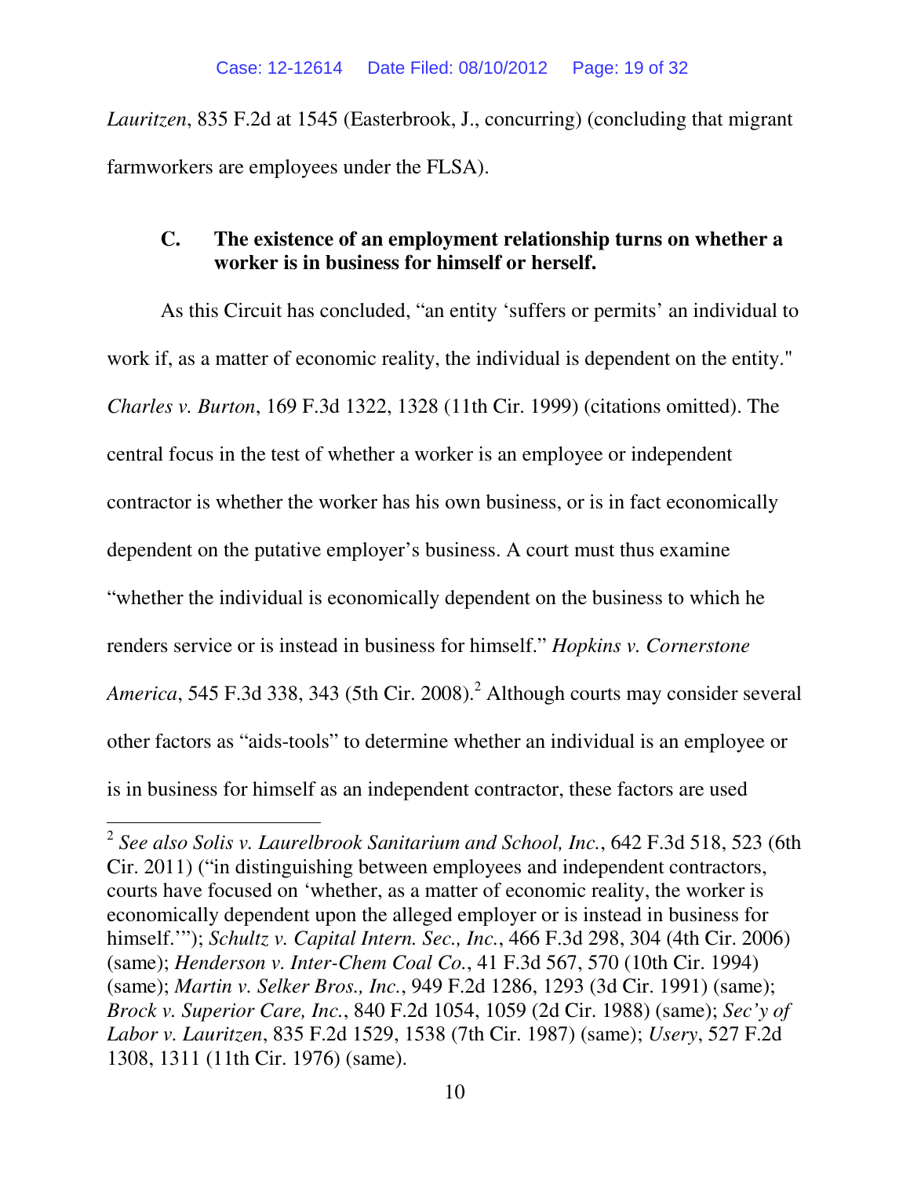*Lauritzen*, 835 F.2d at 1545 (Easterbrook, J., concurring) (concluding that migrant farmworkers are employees under the FLSA).

### C. The existence of an employment relationship turns on whether a worker is in business for himself or herself.

As this Circuit has concluded, "an entity 'suffers or permits' an individual to work if, as a matter of economic reality, the individual is dependent on the entity." *Charles v. Burton*, 169 F.3d 1322, 1328 (11th Cir. 1999) (citations omitted). The central focus in the test of whether a worker is an employee or independent contractor is whether the worker has his own business, or is in fact economically dependent on the putative employer's business. A court must thus examine "whether the individual is economically dependent on the business to which he renders service or is instead in business for himself." *Hopkins v. Cornerstone America*, 545 F.3d 338, 343 (5th Cir. 2008).[2] Although courts may consider several other factors as "aids-tools" to determine whether an individual is an employee or is in business for himself as an independent contractor, these factors are used

---

[2] *See also Solis v. Laurelbrook Sanitarium and School, Inc.*, 642 F.3d 518, 523 (6th Cir. 2011) ("in distinguishing between employees and independent contractors, courts have focused on 'whether, as a matter of economic reality, the worker is economically dependent upon the alleged employer or is instead in business for himself.'"); *Schultz v. Capital Intern. Sec., Inc.*, 466 F.3d 298, 304 (4th Cir. 2006) (same); *Henderson v. Inter-Chem Coal Co.*, 41 F.3d 567, 570 (10th Cir. 1994) (same); *Martin v. Selker Bros., Inc.*, 949 F.2d 1286, 1293 (3d Cir. 1991) (same); *Brock v. Superior Care, Inc.*, 840 F.2d 1054, 1059 (2d Cir. 1988) (same); *Sec'y of Labor v. Lauritzen*, 835 F.2d 1529, 1538 (7th Cir. 1987) (same); *Usery*, 527 F.2d 1308, 1311 (11th Cir. 1976) (same).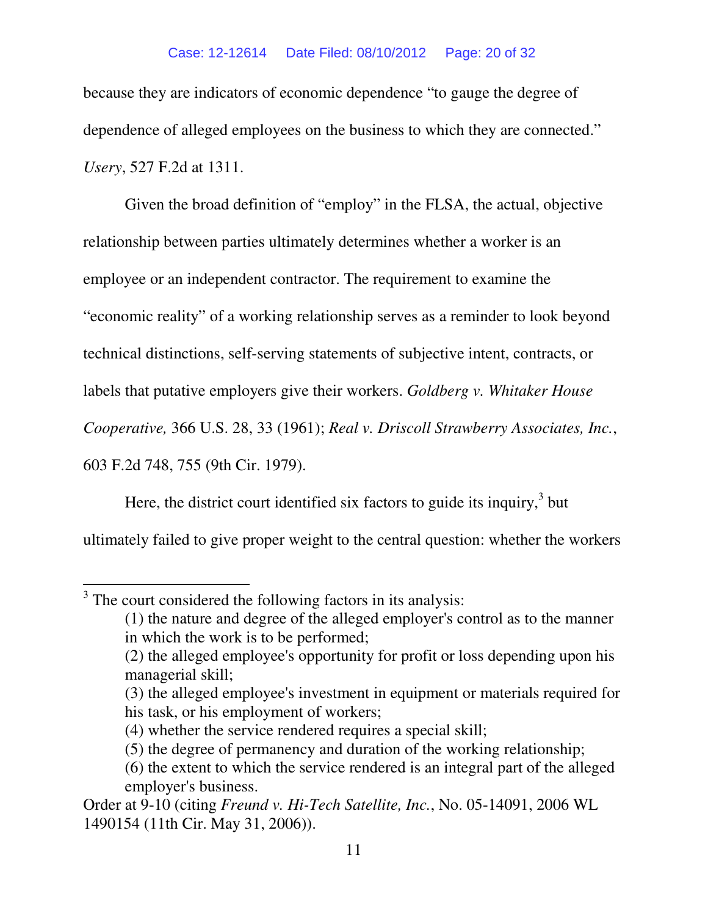because they are indicators of economic dependence "to gauge the degree of dependence of alleged employees on the business to which they are connected." *Usery*, 527 F.2d at 1311.

Given the broad definition of "employ" in the FLSA, the actual, objective relationship between parties ultimately determines whether a worker is an employee or an independent contractor. The requirement to examine the "economic reality" of a working relationship serves as a reminder to look beyond technical distinctions, self-serving statements of subjective intent, contracts, or labels that putative employers give their workers. *Goldberg v. Whitaker House Cooperative,* 366 U.S. 28, 33 (1961); *Real v. Driscoll Strawberry Associates, Inc.*, 603 F.2d 748, 755 (9th Cir. 1979).

Here, the district court identified six factors to guide its inquiry,[3] but ultimately failed to give proper weight to the central question: whether the workers

---

[3] The court considered the following factors in its analysis:

> (1) the nature and degree of the alleged employer's control as to the manner in which the work is to be performed;
> (2) the alleged employee's opportunity for profit or loss depending upon his managerial skill;
> (3) the alleged employee's investment in equipment or materials required for his task, or his employment of workers;
> (4) whether the service rendered requires a special skill;
> (5) the degree of permanency and duration of the working relationship;
> (6) the extent to which the service rendered is an integral part of the alleged employer's business.

Order at 9-10 (citing *Freund v. Hi-Tech Satellite, Inc.*, No. 05-14091, 2006 WL 1490154 (11th Cir. May 31, 2006)).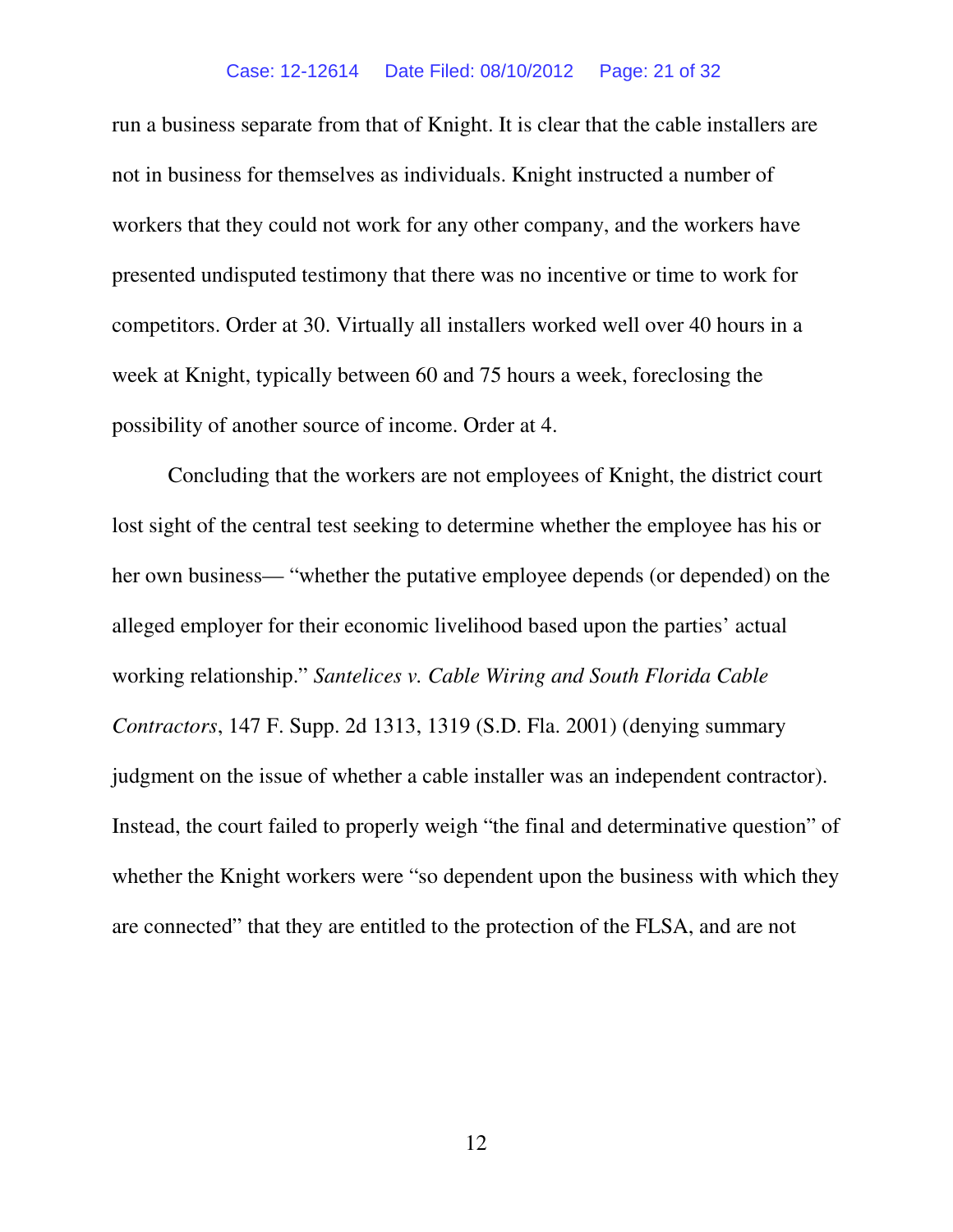run a business separate from that of Knight. It is clear that the cable installers are not in business for themselves as individuals. Knight instructed a number of workers that they could not work for any other company, and the workers have presented undisputed testimony that there was no incentive or time to work for competitors. Order at 30. Virtually all installers worked well over 40 hours in a week at Knight, typically between 60 and 75 hours a week, foreclosing the possibility of another source of income. Order at 4.

Concluding that the workers are not employees of Knight, the district court lost sight of the central test seeking to determine whether the employee has his or her own business— "whether the putative employee depends (or depended) on the alleged employer for their economic livelihood based upon the parties' actual working relationship." *Santelices v. Cable Wiring and South Florida Cable Contractors*, 147 F. Supp. 2d 1313, 1319 (S.D. Fla. 2001) (denying summary judgment on the issue of whether a cable installer was an independent contractor). Instead, the court failed to properly weigh "the final and determinative question" of whether the Knight workers were "so dependent upon the business with which they are connected" that they are entitled to the protection of the FLSA, and are not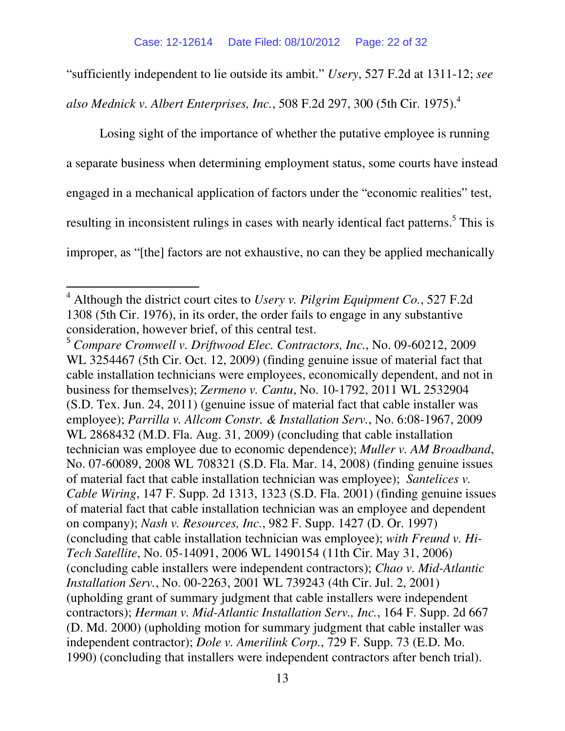"sufficiently independent to lie outside its ambit." *Usery*, 527 F.2d at 1311-12; *see also Mednick v. Albert Enterprises, Inc.*, 508 F.2d 297, 300 (5th Cir. 1975).[4]

Losing sight of the importance of whether the putative employee is running a separate business when determining employment status, some courts have instead engaged in a mechanical application of factors under the "economic realities" test, resulting in inconsistent rulings in cases with nearly identical fact patterns.[5] This is improper, as "[the] factors are not exhaustive, no can they be applied mechanically

---

[4] Although the district court cites to *Usery v. Pilgrim Equipment Co.*, 527 F.2d 1308 (5th Cir. 1976), in its order, the order fails to engage in any substantive consideration, however brief, of this central test.

[5] *Compare Cromwell v. Driftwood Elec. Contractors, Inc.*, No. 09-60212, 2009 WL 3254467 (5th Cir. Oct. 12, 2009) (finding genuine issue of material fact that cable installation technicians were employees, economically dependent, and not in business for themselves); *Zermeno v. Cantu*, No. 10-1792, 2011 WL 2532904 (S.D. Tex. Jun. 24, 2011) (genuine issue of material fact that cable installer was employee); *Parrilla v. Allcom Constr. & Installation Serv.*, No. 6:08-1967, 2009 WL 2868432 (M.D. Fla. Aug. 31, 2009) (concluding that cable installation technician was employee due to economic dependence); *Muller v. AM Broadband*, No. 07-60089, 2008 WL 708321 (S.D. Fla. Mar. 14, 2008) (finding genuine issues of material fact that cable installation technician was employee); *Santelices v. Cable Wiring*, 147 F. Supp. 2d 1313, 1323 (S.D. Fla. 2001) (finding genuine issues of material fact that cable installation technician was an employee and dependent on company); *Nash v. Resources, Inc.*, 982 F. Supp. 1427 (D. Or. 1997) (concluding that cable installation technician was employee); *with Freund v. Hi-Tech Satellite*, No. 05-14091, 2006 WL 1490154 (11th Cir. May 31, 2006) (concluding cable installers were independent contractors); *Chao v. Mid-Atlantic Installation Serv.*, No. 00-2263, 2001 WL 739243 (4th Cir. Jul. 2, 2001) (upholding grant of summary judgment that cable installers were independent contractors); *Herman v. Mid-Atlantic Installation Serv., Inc.*, 164 F. Supp. 2d 667 (D. Md. 2000) (upholding motion for summary judgment that cable installer was independent contractor); *Dole v. Amerilink Corp.*, 729 F. Supp. 73 (E.D. Mo. 1990) (concluding that installers were independent contractors after bench trial).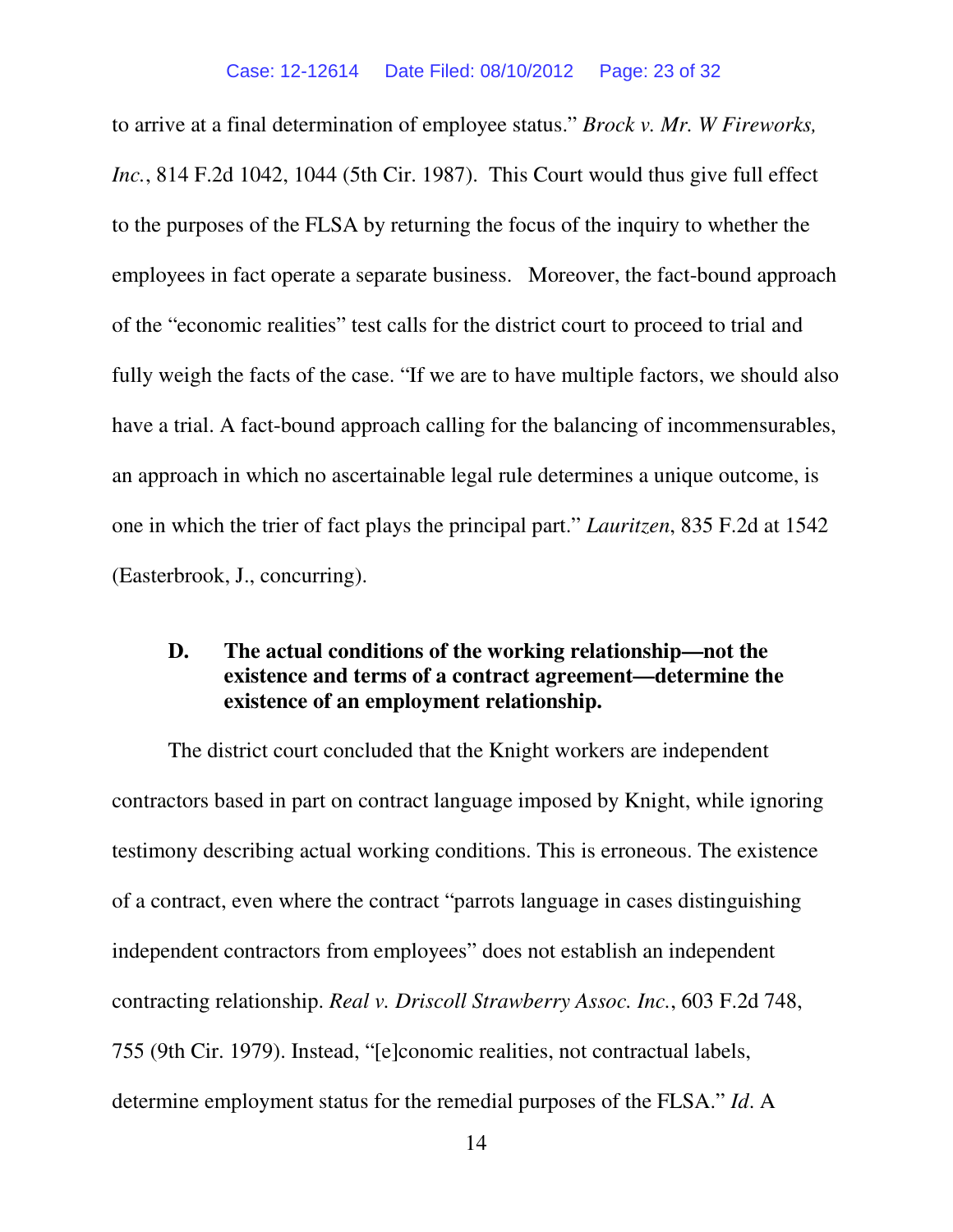to arrive at a final determination of employee status." *Brock v. Mr. W Fireworks, Inc.*, 814 F.2d 1042, 1044 (5th Cir. 1987). This Court would thus give full effect to the purposes of the FLSA by returning the focus of the inquiry to whether the employees in fact operate a separate business. Moreover, the fact-bound approach of the "economic realities" test calls for the district court to proceed to trial and fully weigh the facts of the case. "If we are to have multiple factors, we should also have a trial. A fact-bound approach calling for the balancing of incommensurables, an approach in which no ascertainable legal rule determines a unique outcome, is one in which the trier of fact plays the principal part." *Lauritzen*, 835 F.2d at 1542 (Easterbrook, J., concurring).

### D. The actual conditions of the working relationship—not the existence and terms of a contract agreement—determine the existence of an employment relationship.

The district court concluded that the Knight workers are independent contractors based in part on contract language imposed by Knight, while ignoring testimony describing actual working conditions. This is erroneous. The existence of a contract, even where the contract "parrots language in cases distinguishing independent contractors from employees" does not establish an independent contracting relationship. *Real v. Driscoll Strawberry Assoc. Inc.*, 603 F.2d 748, 755 (9th Cir. 1979). Instead, "[e]conomic realities, not contractual labels, determine employment status for the remedial purposes of the FLSA." *Id*. A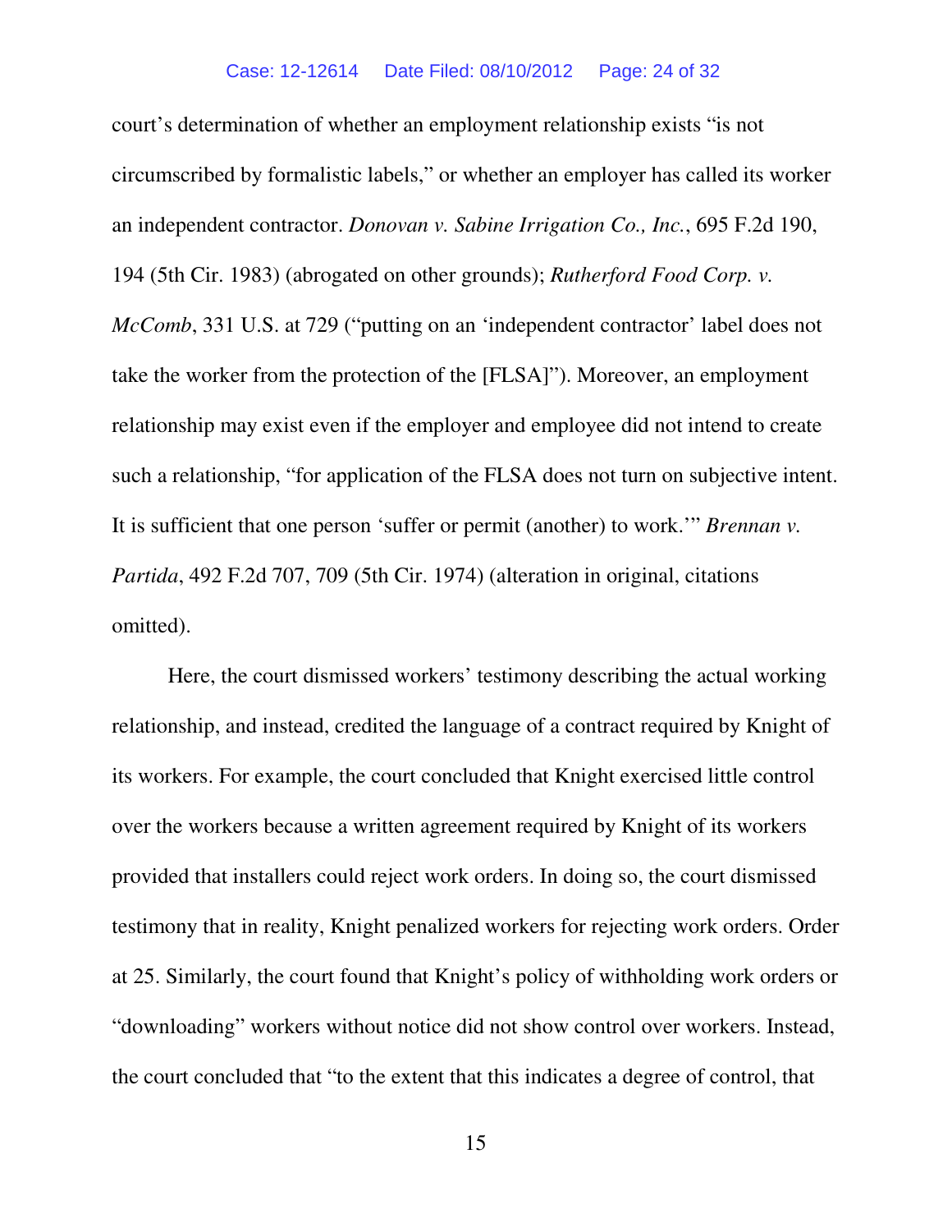court's determination of whether an employment relationship exists "is not circumscribed by formalistic labels," or whether an employer has called its worker an independent contractor. *Donovan v. Sabine Irrigation Co., Inc.*, 695 F.2d 190, 194 (5th Cir. 1983) (abrogated on other grounds); *Rutherford Food Corp. v. McComb*, 331 U.S. at 729 ("putting on an 'independent contractor' label does not take the worker from the protection of the [FLSA]"). Moreover, an employment relationship may exist even if the employer and employee did not intend to create such a relationship, "for application of the FLSA does not turn on subjective intent. It is sufficient that one person 'suffer or permit (another) to work.'" *Brennan v. Partida*, 492 F.2d 707, 709 (5th Cir. 1974) (alteration in original, citations omitted).

Here, the court dismissed workers' testimony describing the actual working relationship, and instead, credited the language of a contract required by Knight of its workers. For example, the court concluded that Knight exercised little control over the workers because a written agreement required by Knight of its workers provided that installers could reject work orders. In doing so, the court dismissed testimony that in reality, Knight penalized workers for rejecting work orders. Order at 25. Similarly, the court found that Knight's policy of withholding work orders or "downloading" workers without notice did not show control over workers. Instead, the court concluded that "to the extent that this indicates a degree of control, that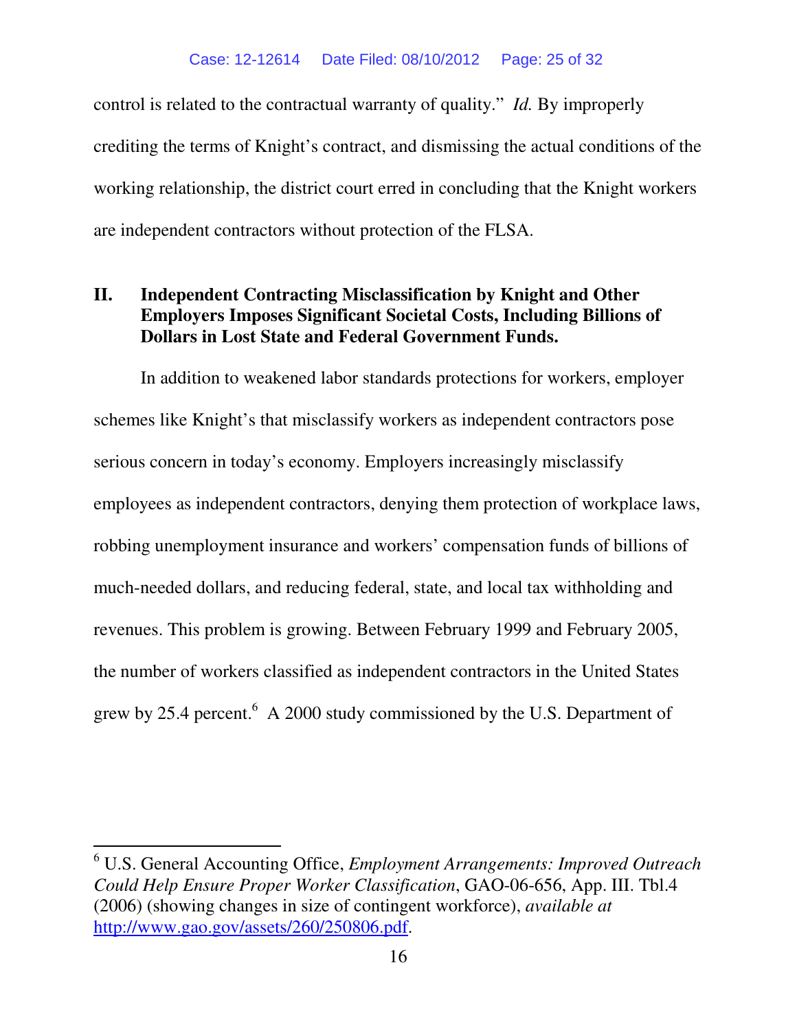control is related to the contractual warranty of quality." *Id.* By improperly crediting the terms of Knight's contract, and dismissing the actual conditions of the working relationship, the district court erred in concluding that the Knight workers are independent contractors without protection of the FLSA.

## II. Independent Contracting Misclassification by Knight and Other Employers Imposes Significant Societal Costs, Including Billions of Dollars in Lost State and Federal Government Funds.

In addition to weakened labor standards protections for workers, employer schemes like Knight's that misclassify workers as independent contractors pose serious concern in today's economy. Employers increasingly misclassify employees as independent contractors, denying them protection of workplace laws, robbing unemployment insurance and workers' compensation funds of billions of much-needed dollars, and reducing federal, state, and local tax withholding and revenues. This problem is growing. Between February 1999 and February 2005, the number of workers classified as independent contractors in the United States grew by 25.4 percent.[6] A 2000 study commissioned by the U.S. Department of

---

[6] U.S. General Accounting Office, *Employment Arrangements: Improved Outreach Could Help Ensure Proper Worker Classification*, GAO-06-656, App. III. Tbl.4 (2006) (showing changes in size of contingent workforce), *available at* http://www.gao.gov/assets/260/250806.pdf.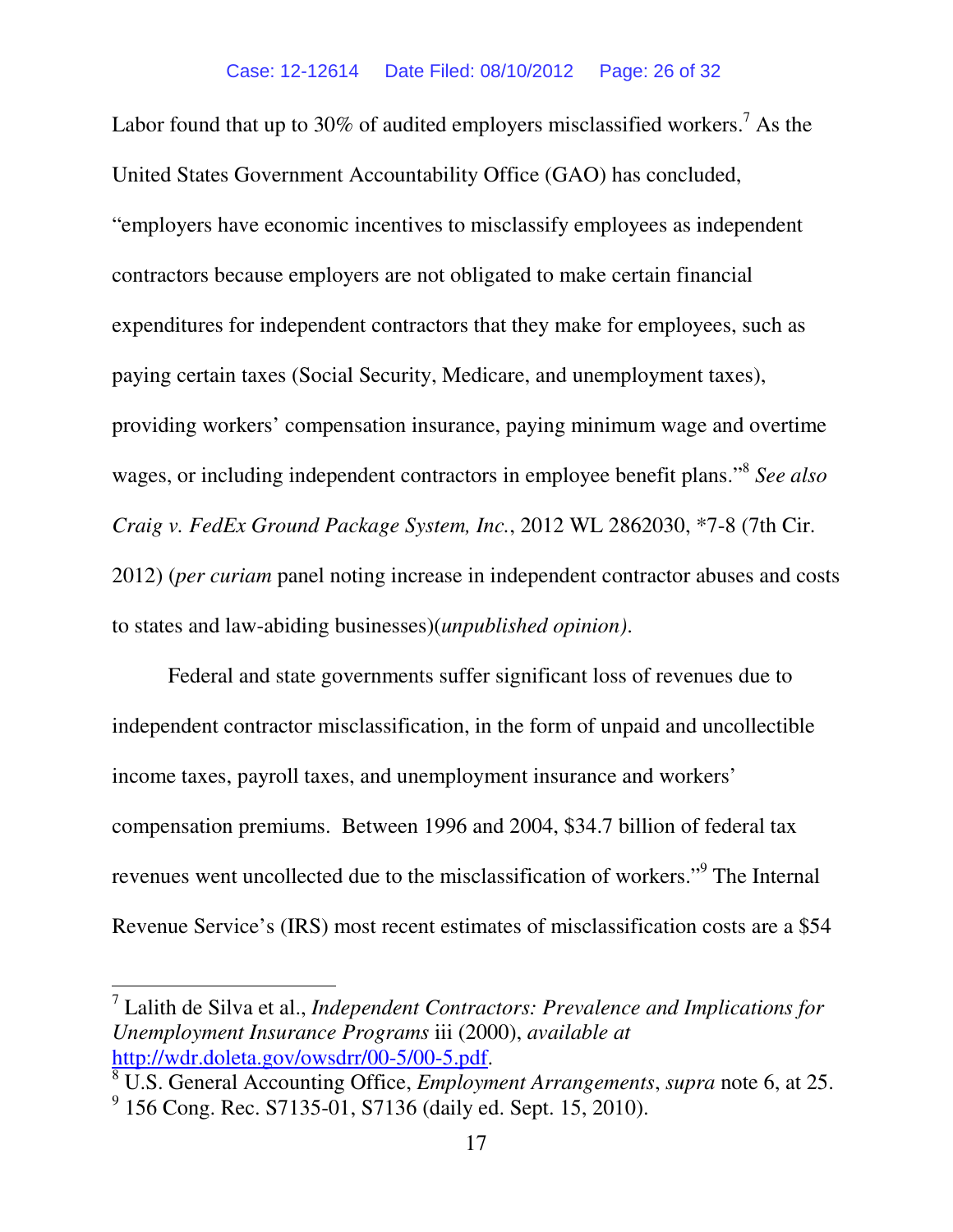Labor found that up to 30% of audited employers misclassified workers.[7] As the United States Government Accountability Office (GAO) has concluded, "employers have economic incentives to misclassify employees as independent contractors because employers are not obligated to make certain financial expenditures for independent contractors that they make for employees, such as paying certain taxes (Social Security, Medicare, and unemployment taxes), providing workers' compensation insurance, paying minimum wage and overtime wages, or including independent contractors in employee benefit plans."[8] *See also Craig v. FedEx Ground Package System, Inc.*, 2012 WL 2862030, *7-8 (7th Cir. 2012) (*per curiam* panel noting increase in independent contractor abuses and costs to states and law-abiding businesses)(*unpublished opinion)*.

Federal and state governments suffer significant loss of revenues due to independent contractor misclassification, in the form of unpaid and uncollectible income taxes, payroll taxes, and unemployment insurance and workers' compensation premiums. Between 1996 and 2004, $34.7 billion of federal tax revenues went uncollected due to the misclassification of workers."[9] The Internal Revenue Service's (IRS) most recent estimates of misclassification costs are a $54

---

[7] Lalith de Silva et al., *Independent Contractors: Prevalence and Implications for Unemployment Insurance Programs* iii (2000), *available at* http://wdr.doleta.gov/owsdrr/00-5/00-5.pdf.

[8] U.S. General Accounting Office, *Employment Arrangements*, *supra* note 6, at 25.

[9] 156 Cong. Rec. S7135-01, S7136 (daily ed. Sept. 15, 2010).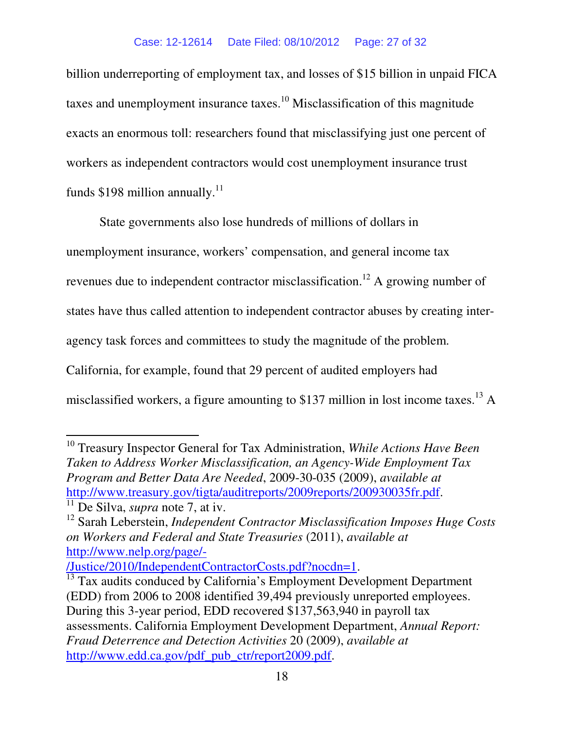billion underreporting of employment tax, and losses of $15 billion in unpaid FICA taxes and unemployment insurance taxes.[10] Misclassification of this magnitude exacts an enormous toll: researchers found that misclassifying just one percent of workers as independent contractors would cost unemployment insurance trust funds $198 million annually.[11]

State governments also lose hundreds of millions of dollars in unemployment insurance, workers' compensation, and general income tax revenues due to independent contractor misclassification.[12] A growing number of states have thus called attention to independent contractor abuses by creating inter-agency task forces and committees to study the magnitude of the problem. California, for example, found that 29 percent of audited employers had misclassified workers, a figure amounting to $137 million in lost income taxes.[13] A

---

[10] Treasury Inspector General for Tax Administration, *While Actions Have Been Taken to Address Worker Misclassification, an Agency-Wide Employment Tax Program and Better Data Are Needed*, 2009-30-035 (2009), *available at* http://www.treasury.gov/tigta/auditreports/2009reports/200930035fr.pdf.

[11] De Silva, *supra* note 7, at iv.

[12] Sarah Leberstein, *Independent Contractor Misclassification Imposes Huge Costs on Workers and Federal and State Treasuries* (2011), *available at* http://www.nelp.org/page/-/Justice/2010/IndependentContractorCosts.pdf?nocdn=1.

[13] Tax audits conduced by California's Employment Development Department (EDD) from 2006 to 2008 identified 39,494 previously unreported employees. During this 3-year period, EDD recovered $137,563,940 in payroll tax assessments. California Employment Development Department, *Annual Report: Fraud Deterrence and Detection Activities* 20 (2009), *available at* http://www.edd.ca.gov/pdf_pub_ctr/report2009.pdf.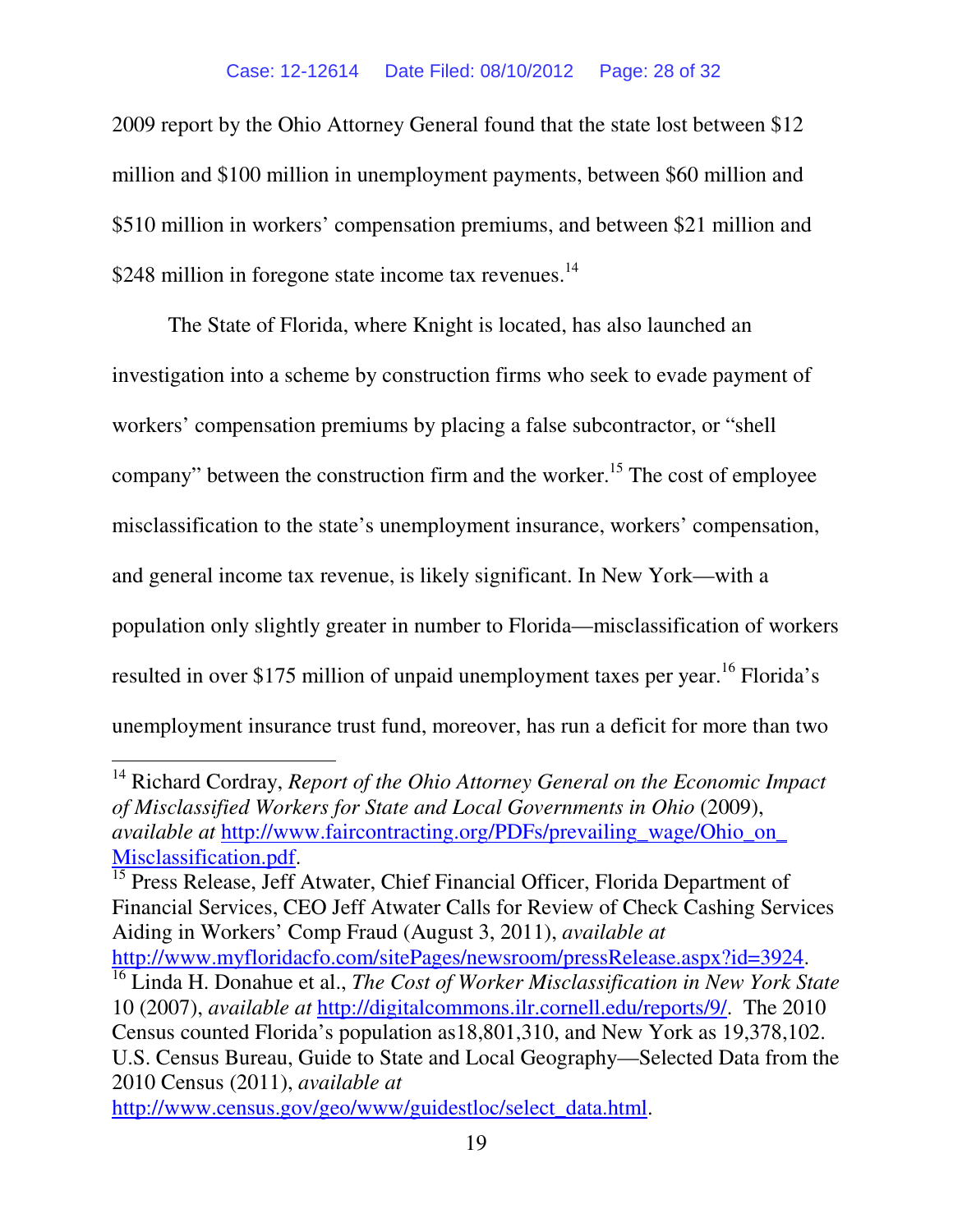2009 report by the Ohio Attorney General found that the state lost between $12 million and $100 million in unemployment payments, between $60 million and $510 million in workers' compensation premiums, and between $21 million and $248 million in foregone state income tax revenues.[14]

The State of Florida, where Knight is located, has also launched an investigation into a scheme by construction firms who seek to evade payment of workers' compensation premiums by placing a false subcontractor, or "shell company" between the construction firm and the worker.[15] The cost of employee misclassification to the state's unemployment insurance, workers' compensation, and general income tax revenue, is likely significant. In New York—with a population only slightly greater in number to Florida—misclassification of workers resulted in over $175 million of unpaid unemployment taxes per year.[16] Florida's unemployment insurance trust fund, moreover, has run a deficit for more than two

---

[14] Richard Cordray, *Report of the Ohio Attorney General on the Economic Impact of Misclassified Workers for State and Local Governments in Ohio* (2009), *available at* http://www.faircontracting.org/PDFs/prevailing_wage/Ohio_on_Misclassification.pdf.

[15] Press Release, Jeff Atwater, Chief Financial Officer, Florida Department of Financial Services, CEO Jeff Atwater Calls for Review of Check Cashing Services Aiding in Workers' Comp Fraud (August 3, 2011), *available at* http://www.myfloridacfo.com/sitePages/newsroom/pressRelease.aspx?id=3924.

[16] Linda H. Donahue et al., *The Cost of Worker Misclassification in New York State* 10 (2007), *available at* http://digitalcommons.ilr.cornell.edu/reports/9/. The 2010 Census counted Florida's population as18,801,310, and New York as 19,378,102. U.S. Census Bureau, Guide to State and Local Geography—Selected Data from the 2010 Census (2011), *available at* http://www.census.gov/geo/www/guidestloc/select_data.html.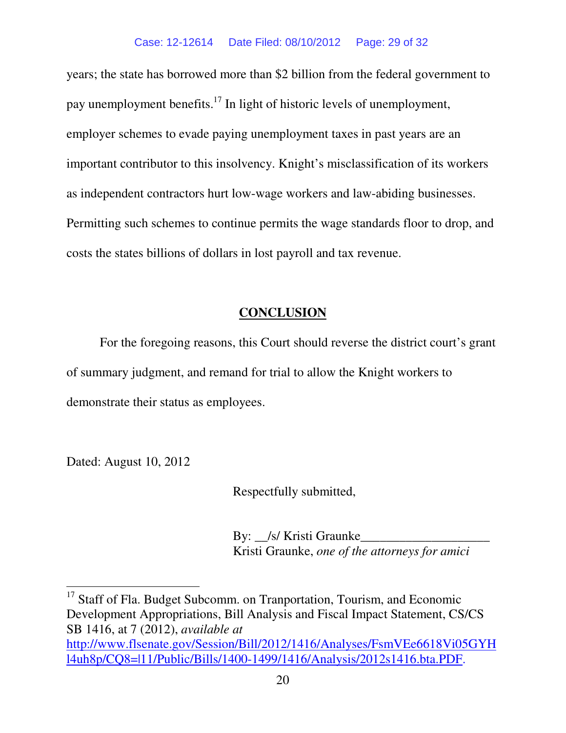years; the state has borrowed more than $2 billion from the federal government to pay unemployment benefits.[17] In light of historic levels of unemployment, employer schemes to evade paying unemployment taxes in past years are an important contributor to this insolvency. Knight's misclassification of its workers as independent contractors hurt low-wage workers and law-abiding businesses. Permitting such schemes to continue permits the wage standards floor to drop, and costs the states billions of dollars in lost payroll and tax revenue.

## CONCLUSION

For the foregoing reasons, this Court should reverse the district court's grant of summary judgment, and remand for trial to allow the Knight workers to demonstrate their status as employees.

Dated: August 10, 2012

Respectfully submitted,

By: __/s/ Kristi Graunke____________________
Kristi Graunke, *one of the attorneys for amici*

---

[17] Staff of Fla. Budget Subcomm. on Tranportation, Tourism, and Economic Development Appropriations, Bill Analysis and Fiscal Impact Statement, CS/CS SB 1416, at 7 (2012), *available at* http://www.flsenate.gov/Session/Bill/2012/1416/Analyses/FsmVEe6618Vi05GYHl4uh8p/CQ8=|11/Public/Bills/1400-1499/1416/Analysis/2012s1416.bta.PDF.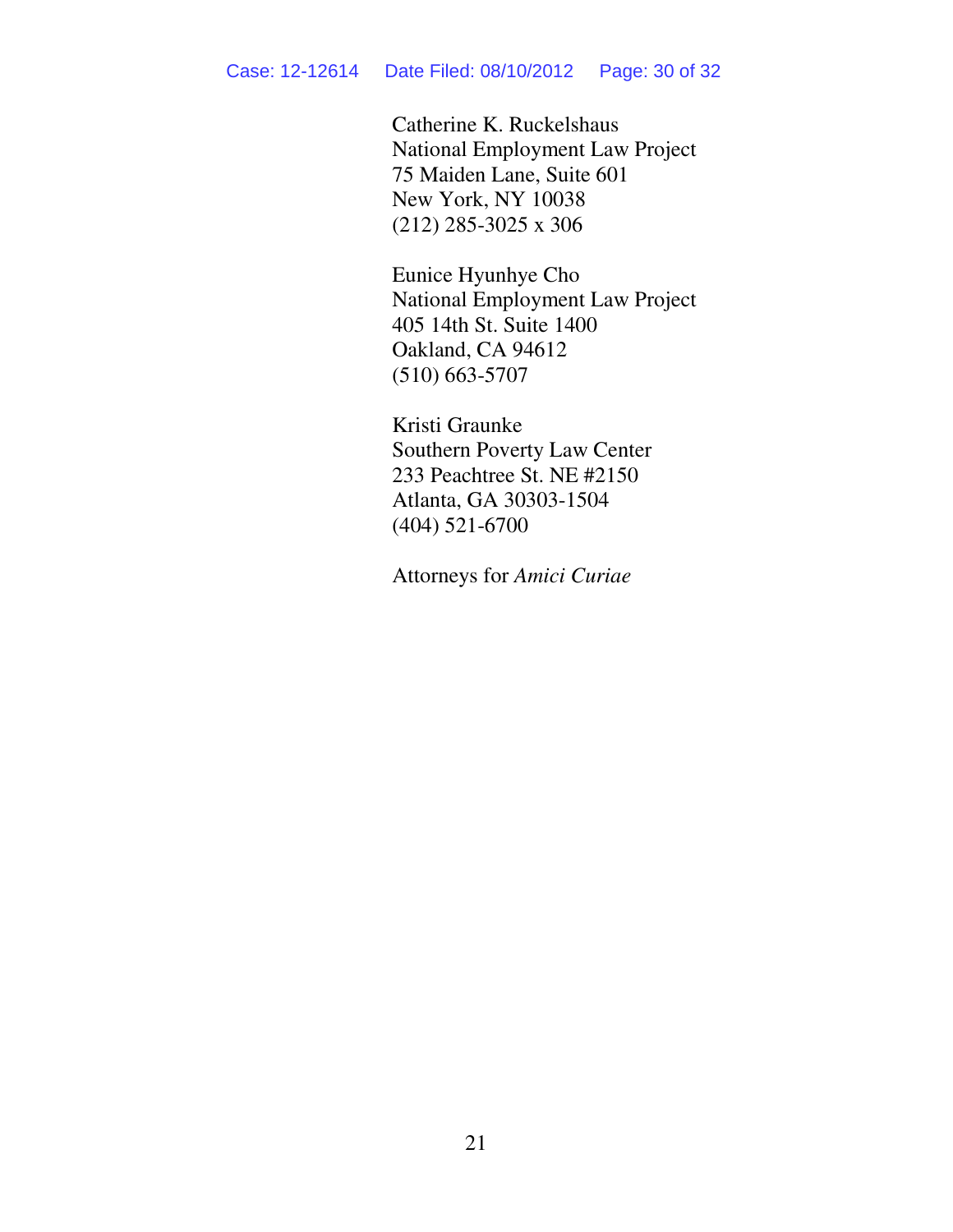Catherine K. Ruckelshaus
National Employment Law Project
75 Maiden Lane, Suite 601
New York, NY 10038
(212) 285-3025 x 306

Eunice Hyunhye Cho
National Employment Law Project
405 14th St. Suite 1400
Oakland, CA 94612
(510) 663-5707

Kristi Graunke
Southern Poverty Law Center
233 Peachtree St. NE #2150
Atlanta, GA 30303-1504
(404) 521-6700

Attorneys for *Amici Curiae*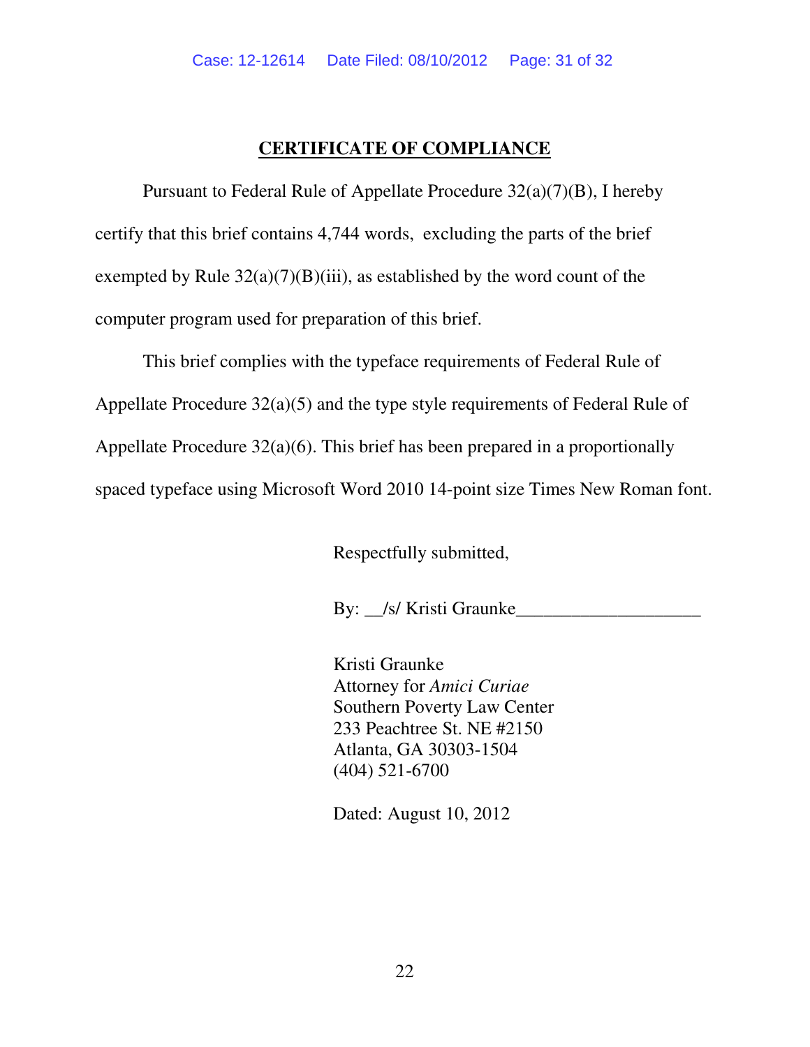**CERTIFICATE OF COMPLIANCE**

Pursuant to Federal Rule of Appellate Procedure 32(a)(7)(B), I hereby certify that this brief contains 4,744 words, excluding the parts of the brief exempted by Rule 32(a)(7)(B)(iii), as established by the word count of the computer program used for preparation of this brief.

This brief complies with the typeface requirements of Federal Rule of Appellate Procedure 32(a)(5) and the type style requirements of Federal Rule of Appellate Procedure 32(a)(6). This brief has been prepared in a proportionally spaced typeface using Microsoft Word 2010 14-point size Times New Roman font.

Respectfully submitted,

By: __/s/ Kristi Graunke____________________

Kristi Graunke
Attorney for *Amici Curiae*
Southern Poverty Law Center
233 Peachtree St. NE #2150
Atlanta, GA 30303-1504
(404) 521-6700

Dated: August 10, 2012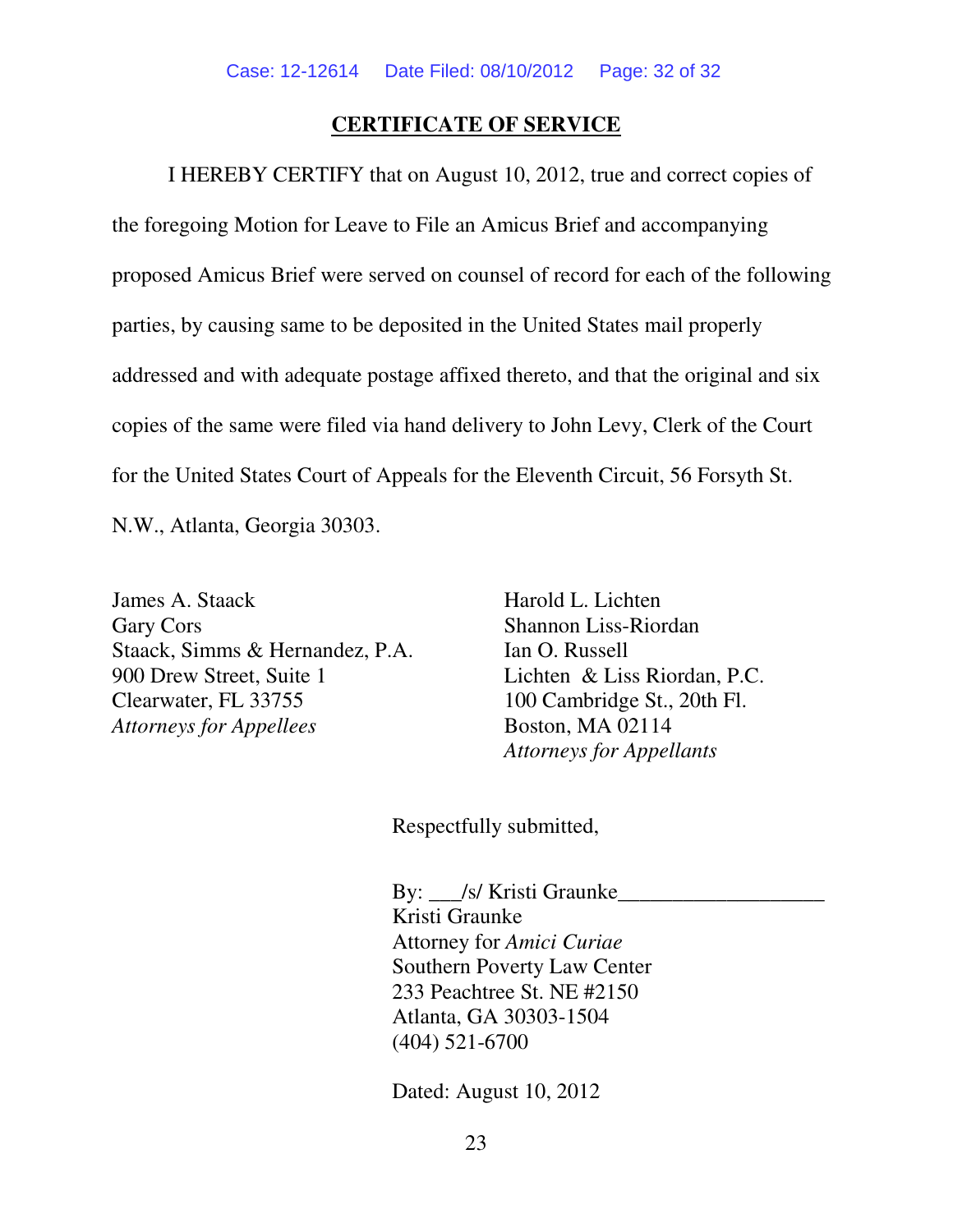**CERTIFICATE OF SERVICE**

I HEREBY CERTIFY that on August 10, 2012, true and correct copies of the foregoing Motion for Leave to File an Amicus Brief and accompanying proposed Amicus Brief were served on counsel of record for each of the following parties, by causing same to be deposited in the United States mail properly addressed and with adequate postage affixed thereto, and that the original and six copies of the same were filed via hand delivery to John Levy, Clerk of the Court for the United States Court of Appeals for the Eleventh Circuit, 56 Forsyth St. N.W., Atlanta, Georgia 30303.

James A. Staack
Gary Cors
Staack, Simms & Hernandez, P.A.
900 Drew Street, Suite 1
Clearwater, FL 33755
*Attorneys for Appellees*

Harold L. Lichten
Shannon Liss-Riordan
Ian O. Russell
Lichten & Liss Riordan, P.C.
100 Cambridge St., 20th Fl.
Boston, MA 02114
*Attorneys for Appellants*

Respectfully submitted,

By: ___/s/ Kristi Graunke___________________
Kristi Graunke
Attorney for *Amici Curiae*
Southern Poverty Law Center
233 Peachtree St. NE #2150
Atlanta, GA 30303-1504
(404) 521-6700

Dated: August 10, 2012